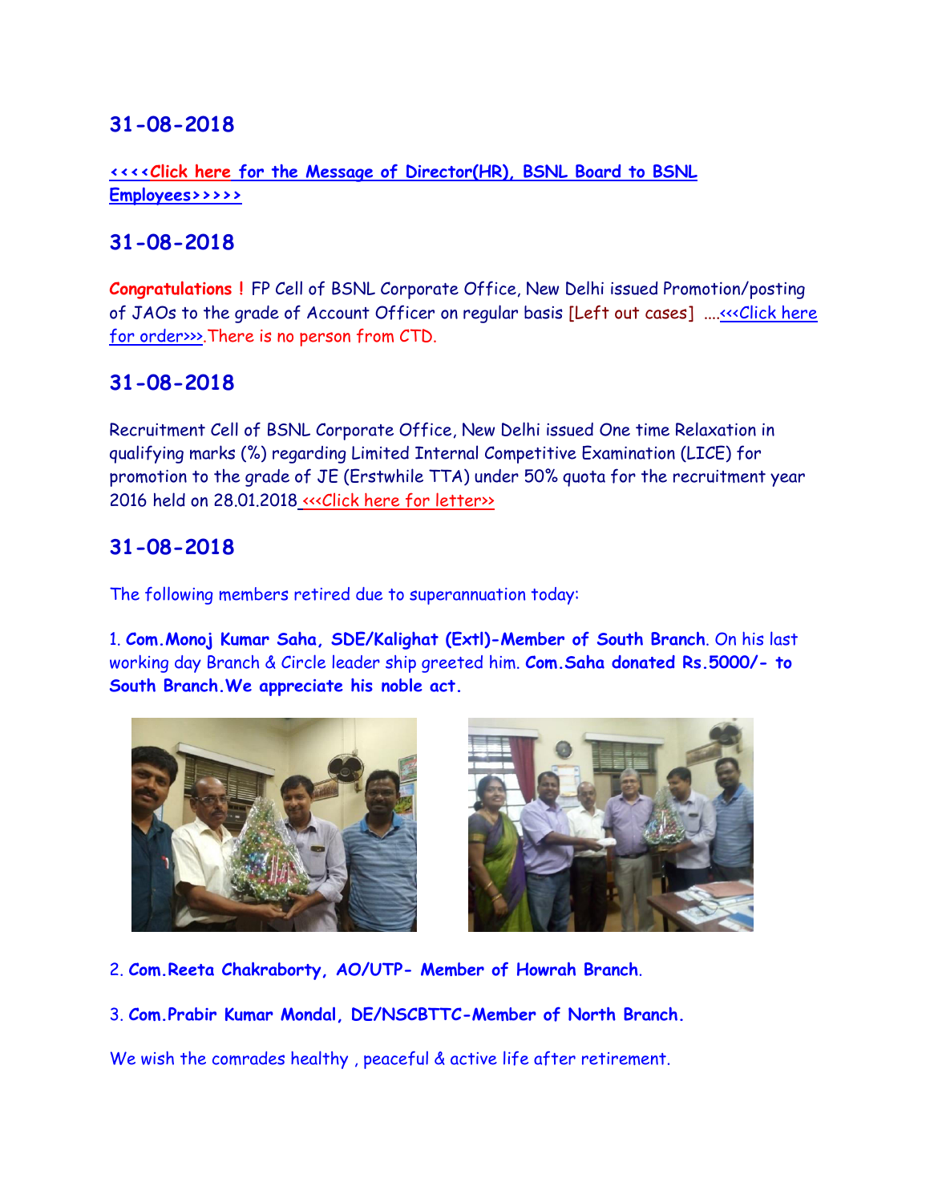## 31-08-2018

<<<<Click here for the Message of Director(HR), BSNL Board to BSNL Employees>>>>>

## 31-08-2018

**Congratulations !** FP Cell of BSNL Corporate Office, New Delhi issued Promotion/posting of JAOs to the grade of Account Officer on regular basis [Left out cases] ....<<<Click here for order>>>.There is no person from CTD.

## 31-08-2018

Recruitment Cell of BSNL Corporate Office, New Delhi issued One time Relaxation in qualifying marks (%) regarding Limited Internal Competitive Examination (LICE) for promotion to the grade of JE (Erstwhile TTA) under 50% quota for the recruitment year 2016 held on 28.01.2018 <<<Click here for letter>>

## 31-08-2018

The following members retired due to superannuation today:

1. **Com.Monoj Kumar Saha, SDE/Kalighat (Extl)-Member of South Branch**. On his last working day Branch & Circle leader ship greeted him. **Com.Saha donated Rs.5000/- to South Branch.We appreciate his noble act.**

2. **Com.Reeta Chakraborty, AO/UTP- Member of Howrah Branch**.

3. **Com.Prabir Kumar Mondal, DE/NSCBTTC-Member of North Branch.**

We wish the comrades healthy , peaceful & active life after retirement.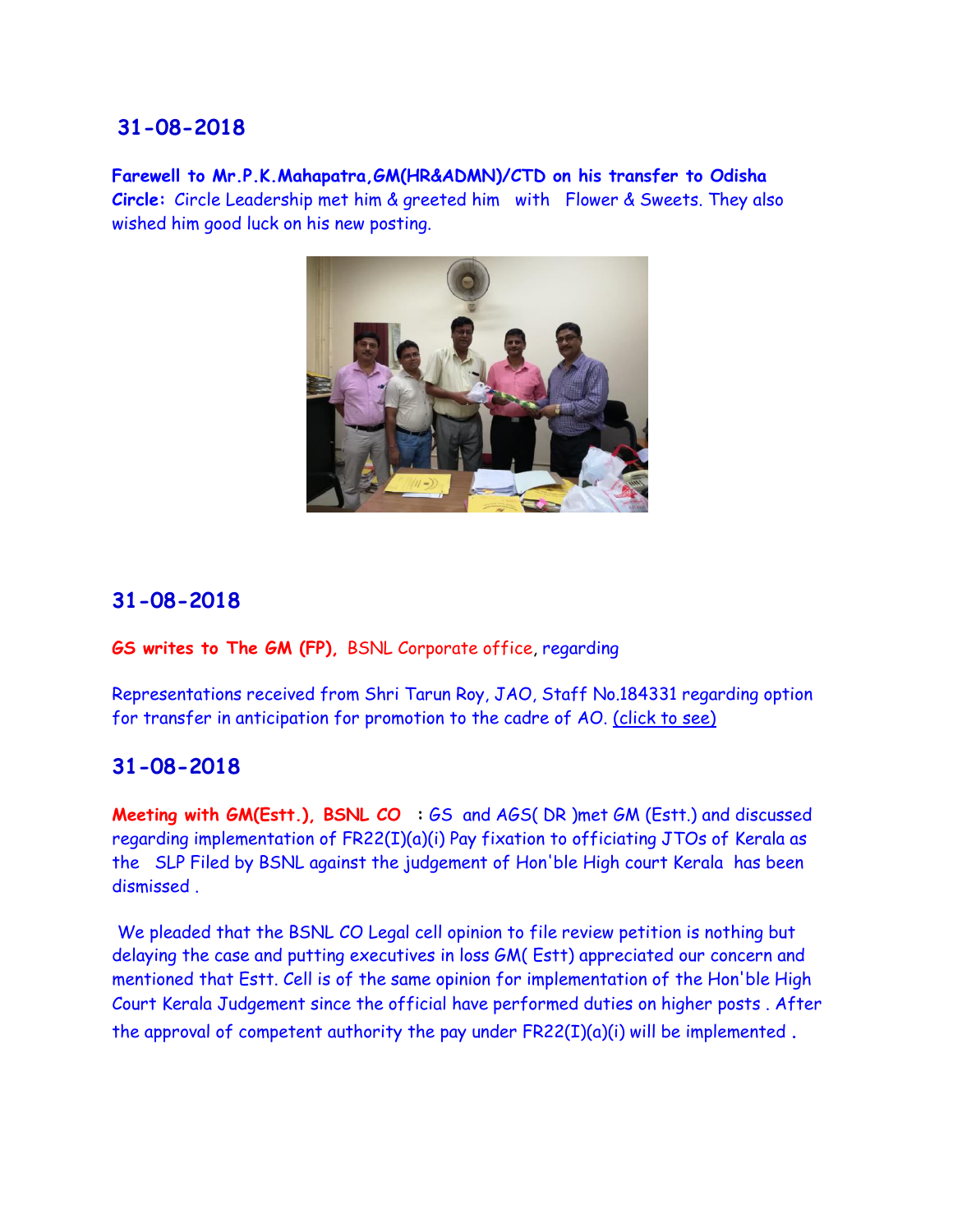## 31-08-2018

**Farewell to Mr.P.K.Mahapatra,GM(HR&ADMN)/CTD on his transfer to Odisha Circle:** Circle Leadership met him & greeted him with Flower & Sweets. They also wished him good luck on his new posting.

## 31-08-2018

**GS writes to The GM (FP),** BSNL Corporate office, regarding

Representations received from Shri Tarun Roy, JAO, Staff No.184331 regarding option for transfer in anticipation for promotion to the cadre of AO. (click to see)

## 31-08-2018

**Meeting with GM(Estt.), BSNL CO :** GS and AGS( DR )met GM (Estt.) and discussed regarding implementation of FR22(I)(a)(i) Pay fixation to officiating JTOs of Kerala as the SLP Filed by BSNL against the judgement of Hon'ble High court Kerala has been dismissed .

We pleaded that the BSNL CO Legal cell opinion to file review petition is nothing but delaying the case and putting executives in loss GM( Estt) appreciated our concern and mentioned that Estt. Cell is of the same opinion for implementation of the Hon'ble High Court Kerala Judgement since the official have performed duties on higher posts . After the approval of competent authority the pay under FR22(I)(a)(i) will be implemented .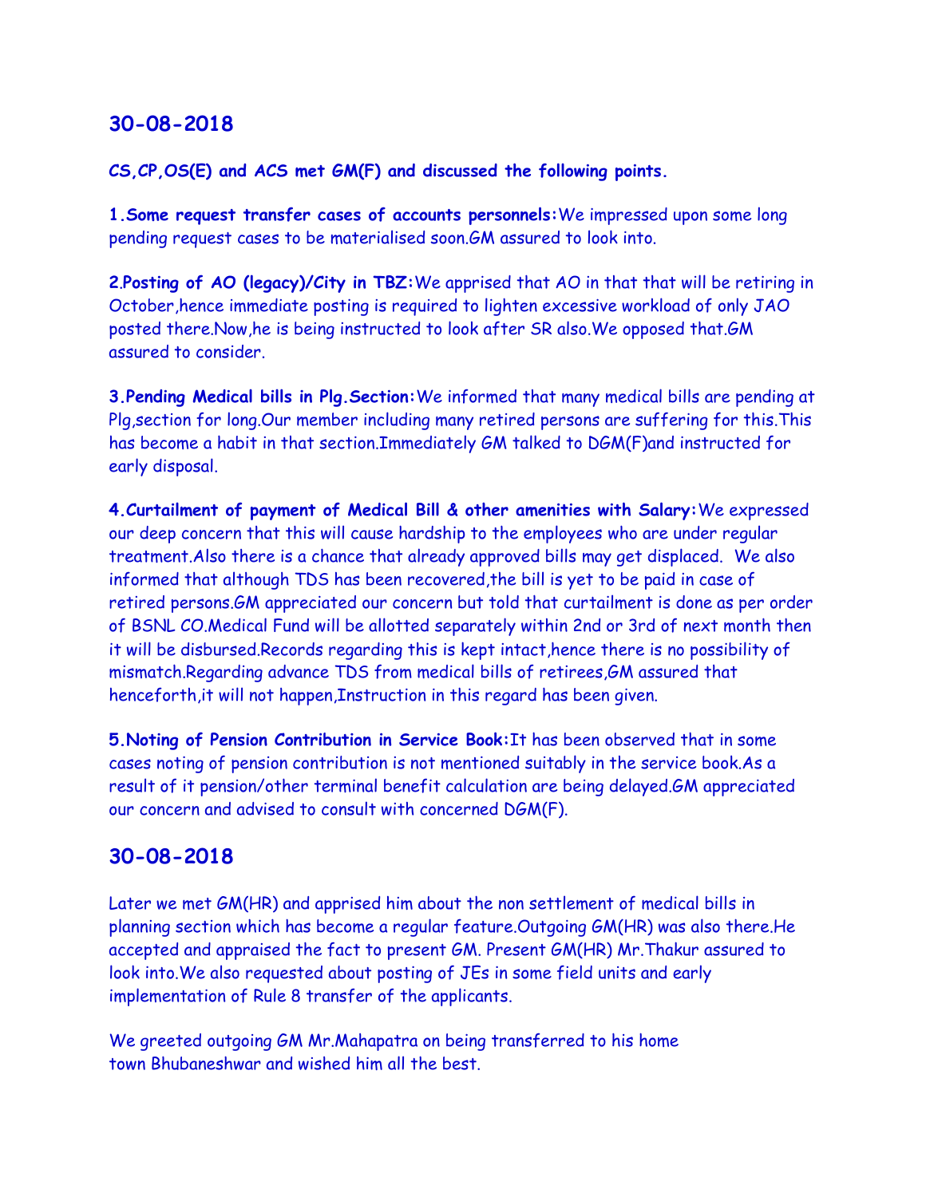## 30-08-2018

**CS,CP,OS(E) and ACS met GM(F) and discussed the following points.**

**1.Some request transfer cases of accounts personnels:**We impressed upon some long pending request cases to be materialised soon.GM assured to look into.

**2.Posting of AO (legacy)/City in TBZ:**We apprised that AO in that that will be retiring in October,hence immediate posting is required to lighten excessive workload of only JAO posted there.Now,he is being instructed to look after SR also.We opposed that.GM assured to consider.

**3.Pending Medical bills in Plg.Section:**We informed that many medical bills are pending at Plg,section for long.Our member including many retired persons are suffering for this.This has become a habit in that section.Immediately GM talked to DGM(F)and instructed for early disposal.

**4.Curtailment of payment of Medical Bill & other amenities with Salary:**We expressed our deep concern that this will cause hardship to the employees who are under regular treatment.Also there is a chance that already approved bills may get displaced. We also informed that although TDS has been recovered,the bill is yet to be paid in case of retired persons.GM appreciated our concern but told that curtailment is done as per order of BSNL CO.Medical Fund will be allotted separately within 2nd or 3rd of next month then it will be disbursed.Records regarding this is kept intact,hence there is no possibility of mismatch.Regarding advance TDS from medical bills of retirees,GM assured that henceforth,it will not happen,Instruction in this regard has been given.

**5.Noting of Pension Contribution in Service Book:**It has been observed that in some cases noting of pension contribution is not mentioned suitably in the service book.As a result of it pension/other terminal benefit calculation are being delayed.GM appreciated our concern and advised to consult with concerned DGM(F).

## 30-08-2018

Later we met GM(HR) and apprised him about the non settlement of medical bills in planning section which has become a regular feature.Outgoing GM(HR) was also there.He accepted and appraised the fact to present GM. Present GM(HR) Mr.Thakur assured to look into.We also requested about posting of JEs in some field units and early implementation of Rule 8 transfer of the applicants.

We greeted outgoing GM Mr.Mahapatra on being transferred to his home town Bhubaneshwar and wished him all the best.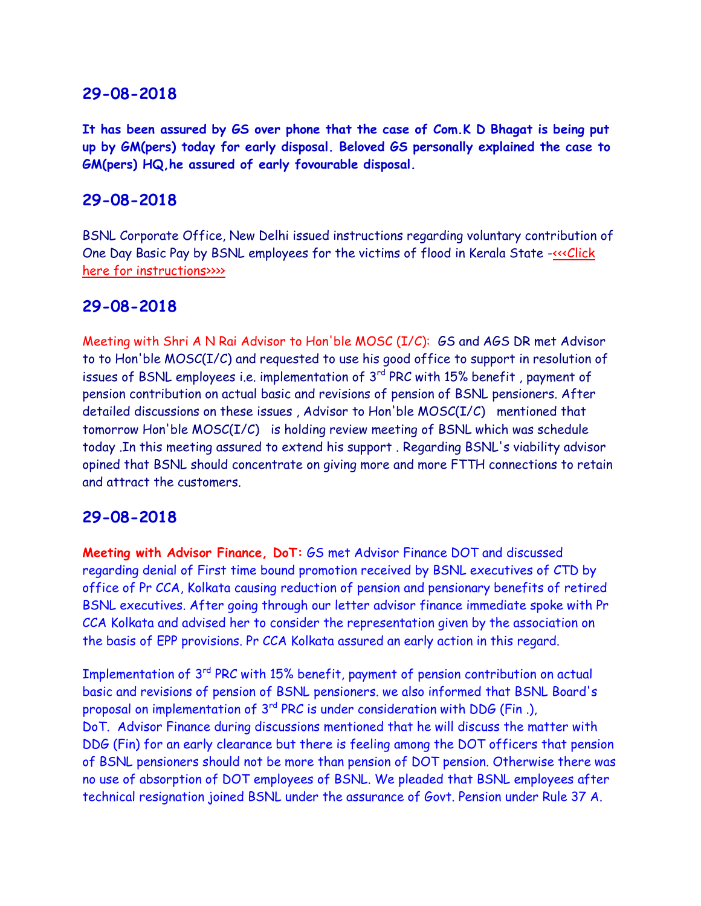## 29-08-2018

**It has been assured by GS over phone that the case of Com.K D Bhagat is being put up by GM(pers) today for early disposal. Beloved GS personally explained the case to GM(pers) HQ,he assured of early fovourable disposal.**

## 29-08-2018

BSNL Corporate Office, New Delhi issued instructions regarding voluntary contribution of One Day Basic Pay by BSNL employees for the victims of flood in Kerala State -<<<Click here for instructions>>>>

## 29-08-2018

Meeting with Shri A N Rai Advisor to Hon'ble MOSC (I/C): GS and AGS DR met Advisor to to Hon'ble MOSC(I/C) and requested to use his good office to support in resolution of issues of BSNL employees i.e. implementation of 3rd PRC with 15% benefit , payment of pension contribution on actual basic and revisions of pension of BSNL pensioners. After detailed discussions on these issues , Advisor to Hon'ble MOSC(I/C) mentioned that tomorrow Hon'ble MOSC(I/C) is holding review meeting of BSNL which was schedule today .In this meeting assured to extend his support . Regarding BSNL's viability advisor opined that BSNL should concentrate on giving more and more FTTH connections to retain and attract the customers.

## 29-08-2018

**Meeting with Advisor Finance, DoT:** GS met Advisor Finance DOT and discussed regarding denial of First time bound promotion received by BSNL executives of CTD by office of Pr CCA, Kolkata causing reduction of pension and pensionary benefits of retired BSNL executives. After going through our letter advisor finance immediate spoke with Pr CCA Kolkata and advised her to consider the representation given by the association on the basis of EPP provisions. Pr CCA Kolkata assured an early action in this regard.

Implementation of 3rd PRC with 15% benefit, payment of pension contribution on actual basic and revisions of pension of BSNL pensioners. we also informed that BSNL Board's proposal on implementation of 3rd PRC is under consideration with DDG (Fin .), DoT. Advisor Finance during discussions mentioned that he will discuss the matter with DDG (Fin) for an early clearance but there is feeling among the DOT officers that pension of BSNL pensioners should not be more than pension of DOT pension. Otherwise there was no use of absorption of DOT employees of BSNL. We pleaded that BSNL employees after technical resignation joined BSNL under the assurance of Govt. Pension under Rule 37 A.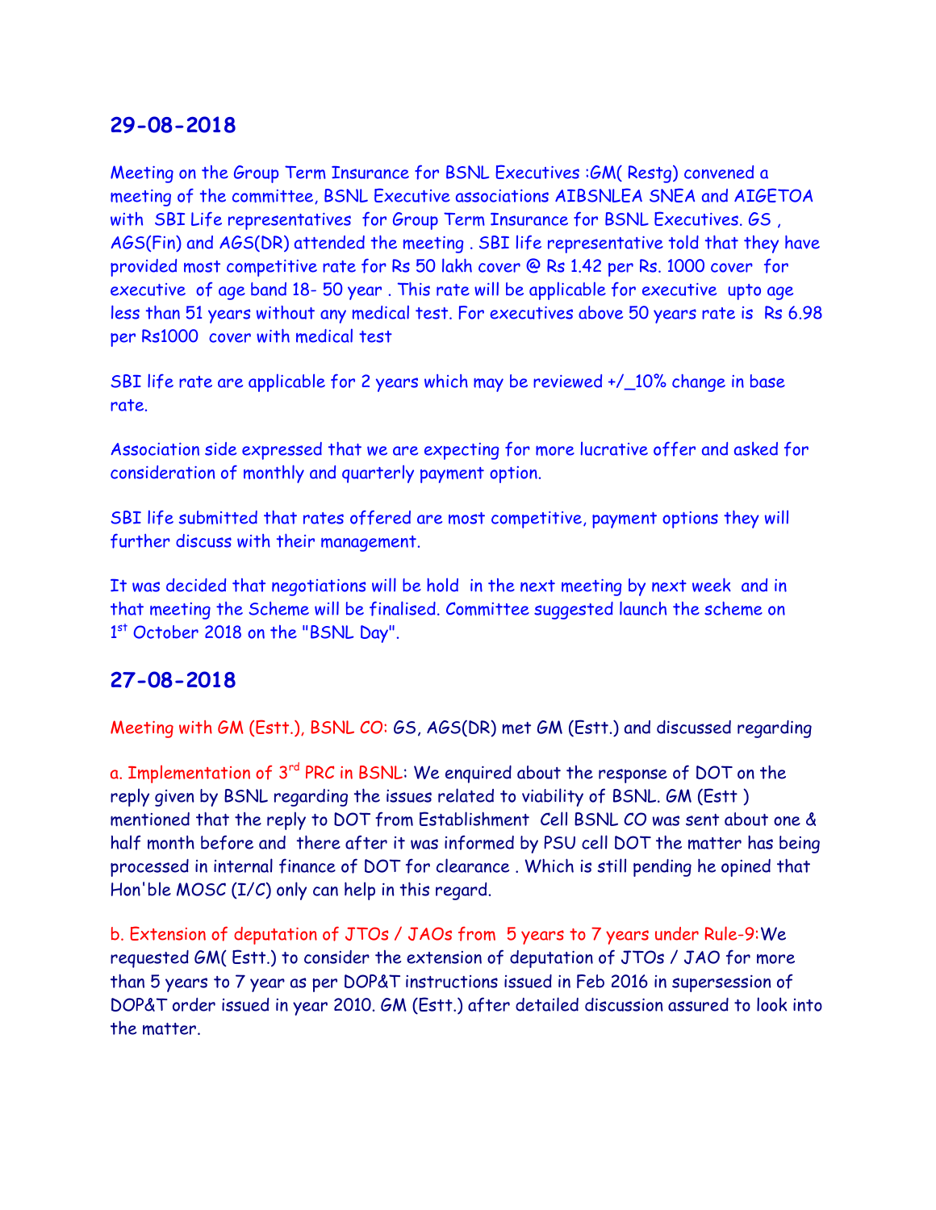## 29-08-2018

Meeting on the Group Term Insurance for BSNL Executives :GM( Restg) convened a meeting of the committee, BSNL Executive associations AIBSNLEA SNEA and AIGETOA with SBI Life representatives for Group Term Insurance for BSNL Executives. GS , AGS(Fin) and AGS(DR) attended the meeting . SBI life representative told that they have provided most competitive rate for Rs 50 lakh cover @ Rs 1.42 per Rs. 1000 cover for executive of age band 18- 50 year . This rate will be applicable for executive upto age less than 51 years without any medical test. For executives above 50 years rate is Rs 6.98 per Rs1000 cover with medical test

SBI life rate are applicable for 2 years which may be reviewed +/_10% change in base rate.

Association side expressed that we are expecting for more lucrative offer and asked for consideration of monthly and quarterly payment option.

SBI life submitted that rates offered are most competitive, payment options they will further discuss with their management.

It was decided that negotiations will be hold in the next meeting by next week and in that meeting the Scheme will be finalised. Committee suggested launch the scheme on 1st October 2018 on the "BSNL Day".

## 27-08-2018

Meeting with GM (Estt.), BSNL CO: GS, AGS(DR) met GM (Estt.) and discussed regarding

a. Implementation of 3rd PRC in BSNL: We enquired about the response of DOT on the reply given by BSNL regarding the issues related to viability of BSNL. GM (Estt ) mentioned that the reply to DOT from Establishment Cell BSNL CO was sent about one & half month before and there after it was informed by PSU cell DOT the matter has being processed in internal finance of DOT for clearance . Which is still pending he opined that Hon'ble MOSC (I/C) only can help in this regard.

b. Extension of deputation of JTOs / JAOs from 5 years to 7 years under Rule-9:We requested GM( Estt.) to consider the extension of deputation of JTOs / JAO for more than 5 years to 7 year as per DOP&T instructions issued in Feb 2016 in supersession of DOP&T order issued in year 2010. GM (Estt.) after detailed discussion assured to look into the matter.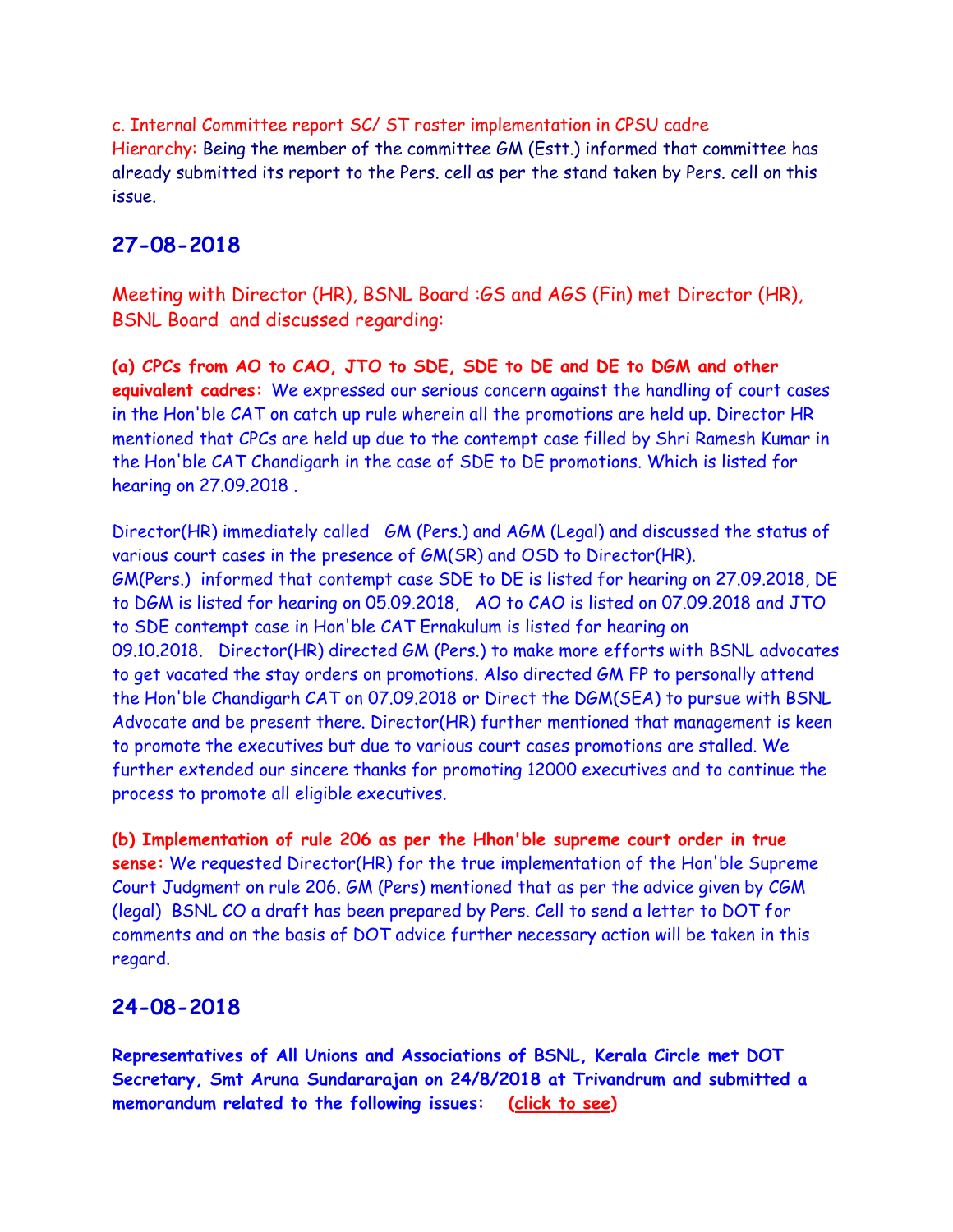c. Internal Committee report SC/ ST roster implementation in CPSU cadre Hierarchy: Being the member of the committee GM (Estt.) informed that committee has already submitted its report to the Pers. cell as per the stand taken by Pers. cell on this issue.

## 27-08-2018

Meeting with Director (HR), BSNL Board :GS and AGS (Fin) met Director (HR), BSNL Board and discussed regarding:

**(a) CPCs from AO to CAO, JTO to SDE, SDE to DE and DE to DGM and other equivalent cadres:** We expressed our serious concern against the handling of court cases in the Hon'ble CAT on catch up rule wherein all the promotions are held up. Director HR mentioned that CPCs are held up due to the contempt case filled by Shri Ramesh Kumar in the Hon'ble CAT Chandigarh in the case of SDE to DE promotions. Which is listed for hearing on 27.09.2018 .

Director(HR) immediately called GM (Pers.) and AGM (Legal) and discussed the status of various court cases in the presence of GM(SR) and OSD to Director(HR). GM(Pers.) informed that contempt case SDE to DE is listed for hearing on 27.09.2018, DE to DGM is listed for hearing on 05.09.2018, AO to CAO is listed on 07.09.2018 and JTO to SDE contempt case in Hon'ble CAT Ernakulum is listed for hearing on 09.10.2018. Director(HR) directed GM (Pers.) to make more efforts with BSNL advocates to get vacated the stay orders on promotions. Also directed GM FP to personally attend the Hon'ble Chandigarh CAT on 07.09.2018 or Direct the DGM(SEA) to pursue with BSNL Advocate and be present there. Director(HR) further mentioned that management is keen to promote the executives but due to various court cases promotions are stalled. We further extended our sincere thanks for promoting 12000 executives and to continue the process to promote all eligible executives.

**(b) Implementation of rule 206 as per the Hhon'ble supreme court order in true sense:** We requested Director(HR) for the true implementation of the Hon'ble Supreme Court Judgment on rule 206. GM (Pers) mentioned that as per the advice given by CGM (legal) BSNL CO a draft has been prepared by Pers. Cell to send a letter to DOT for comments and on the basis of DOT advice further necessary action will be taken in this regard.

## 24-08-2018

**Representatives of All Unions and Associations of BSNL, Kerala Circle met DOT Secretary, Smt Aruna Sundararajan on 24/8/2018 at Trivandrum and submitted a memorandum related to the following issues: (click to see)**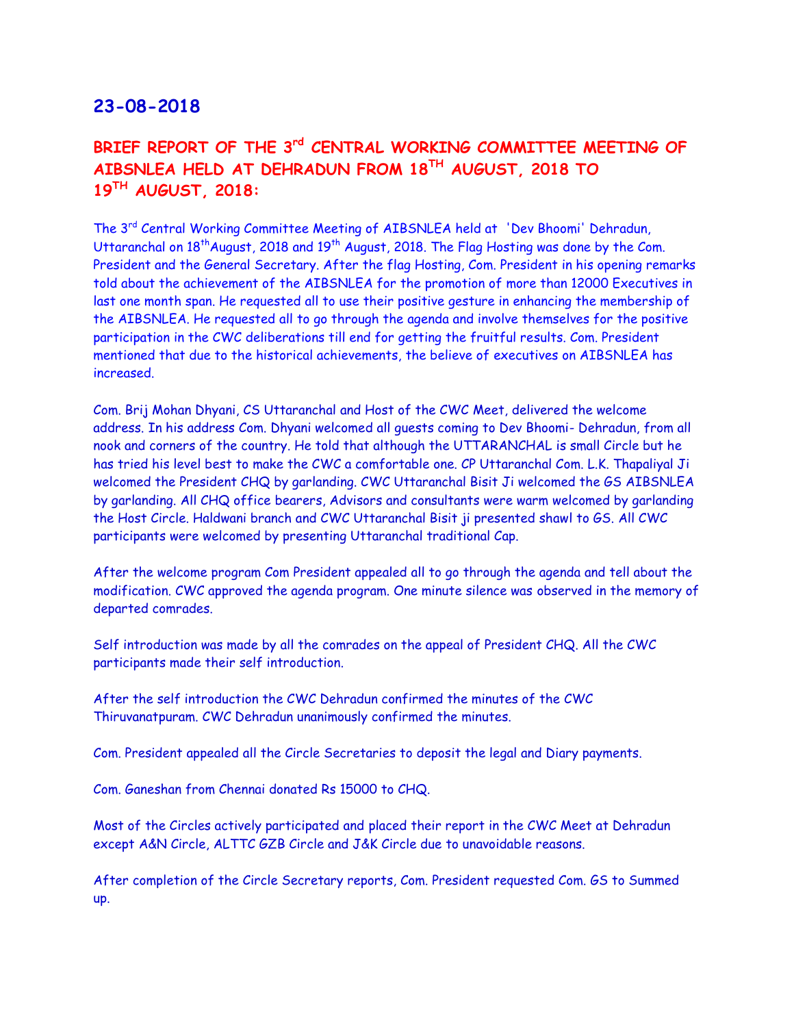## 23-08-2018

### BRIEF REPORT OF THE 3rd CENTRAL WORKING COMMITTEE MEETING OF AIBSNLEA HELD AT DEHRADUN FROM 18TH AUGUST, 2018 TO 19TH AUGUST, 2018:

The 3rd Central Working Committee Meeting of AIBSNLEA held at 'Dev Bhoomi' Dehradun, Uttaranchal on 18thAugust, 2018 and 19th August, 2018. The Flag Hosting was done by the Com. President and the General Secretary. After the flag Hosting, Com. President in his opening remarks told about the achievement of the AIBSNLEA for the promotion of more than 12000 Executives in last one month span. He requested all to use their positive gesture in enhancing the membership of the AIBSNLEA. He requested all to go through the agenda and involve themselves for the positive participation in the CWC deliberations till end for getting the fruitful results. Com. President mentioned that due to the historical achievements, the believe of executives on AIBSNLEA has increased.

Com. Brij Mohan Dhyani, CS Uttaranchal and Host of the CWC Meet, delivered the welcome address. In his address Com. Dhyani welcomed all guests coming to Dev Bhoomi- Dehradun, from all nook and corners of the country. He told that although the UTTARANCHAL is small Circle but he has tried his level best to make the CWC a comfortable one. CP Uttaranchal Com. L.K. Thapaliyal Ji welcomed the President CHQ by garlanding. CWC Uttaranchal Bisit Ji welcomed the GS AIBSNLEA by garlanding. All CHQ office bearers, Advisors and consultants were warm welcomed by garlanding the Host Circle. Haldwani branch and CWC Uttaranchal Bisit ji presented shawl to GS. All CWC participants were welcomed by presenting Uttaranchal traditional Cap.

After the welcome program Com President appealed all to go through the agenda and tell about the modification. CWC approved the agenda program. One minute silence was observed in the memory of departed comrades.

Self introduction was made by all the comrades on the appeal of President CHQ. All the CWC participants made their self introduction.

After the self introduction the CWC Dehradun confirmed the minutes of the CWC Thiruvanatpuram. CWC Dehradun unanimously confirmed the minutes.

Com. President appealed all the Circle Secretaries to deposit the legal and Diary payments.

Com. Ganeshan from Chennai donated Rs 15000 to CHQ.

Most of the Circles actively participated and placed their report in the CWC Meet at Dehradun except A&N Circle, ALTTC GZB Circle and J&K Circle due to unavoidable reasons.

After completion of the Circle Secretary reports, Com. President requested Com. GS to Summed up.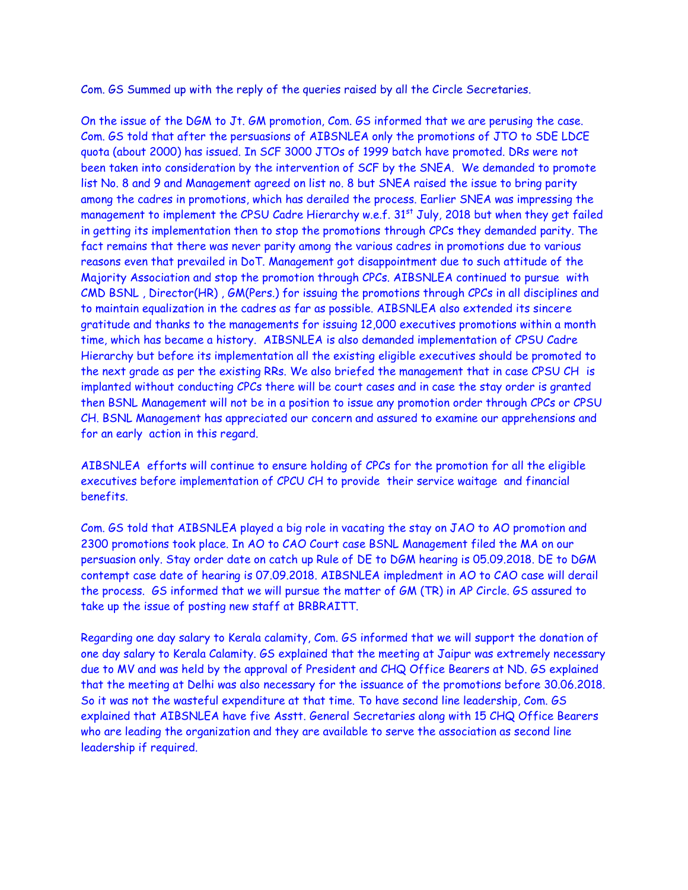Com. GS Summed up with the reply of the queries raised by all the Circle Secretaries.

On the issue of the DGM to Jt. GM promotion, Com. GS informed that we are perusing the case. Com. GS told that after the persuasions of AIBSNLEA only the promotions of JTO to SDE LDCE quota (about 2000) has issued. In SCF 3000 JTOs of 1999 batch have promoted. DRs were not been taken into consideration by the intervention of SCF by the SNEA. We demanded to promote list No. 8 and 9 and Management agreed on list no. 8 but SNEA raised the issue to bring parity among the cadres in promotions, which has derailed the process. Earlier SNEA was impressing the management to implement the CPSU Cadre Hierarchy w.e.f. 31st July, 2018 but when they get failed in getting its implementation then to stop the promotions through CPCs they demanded parity. The fact remains that there was never parity among the various cadres in promotions due to various reasons even that prevailed in DoT. Management got disappointment due to such attitude of the Majority Association and stop the promotion through CPCs. AIBSNLEA continued to pursue with CMD BSNL , Director(HR) , GM(Pers.) for issuing the promotions through CPCs in all disciplines and to maintain equalization in the cadres as far as possible. AIBSNLEA also extended its sincere gratitude and thanks to the managements for issuing 12,000 executives promotions within a month time, which has became a history. AIBSNLEA is also demanded implementation of CPSU Cadre Hierarchy but before its implementation all the existing eligible executives should be promoted to the next grade as per the existing RRs. We also briefed the management that in case CPSU CH is implanted without conducting CPCs there will be court cases and in case the stay order is granted then BSNL Management will not be in a position to issue any promotion order through CPCs or CPSU CH. BSNL Management has appreciated our concern and assured to examine our apprehensions and for an early action in this regard.

AIBSNLEA efforts will continue to ensure holding of CPCs for the promotion for all the eligible executives before implementation of CPCU CH to provide their service waitage and financial benefits.

Com. GS told that AIBSNLEA played a big role in vacating the stay on JAO to AO promotion and 2300 promotions took place. In AO to CAO Court case BSNL Management filed the MA on our persuasion only. Stay order date on catch up Rule of DE to DGM hearing is 05.09.2018. DE to DGM contempt case date of hearing is 07.09.2018. AIBSNLEA impledment in AO to CAO case will derail the process. GS informed that we will pursue the matter of GM (TR) in AP Circle. GS assured to take up the issue of posting new staff at BRBRAITT.

Regarding one day salary to Kerala calamity, Com. GS informed that we will support the donation of one day salary to Kerala Calamity. GS explained that the meeting at Jaipur was extremely necessary due to MV and was held by the approval of President and CHQ Office Bearers at ND. GS explained that the meeting at Delhi was also necessary for the issuance of the promotions before 30.06.2018. So it was not the wasteful expenditure at that time. To have second line leadership, Com. GS explained that AIBSNLEA have five Asstt. General Secretaries along with 15 CHQ Office Bearers who are leading the organization and they are available to serve the association as second line leadership if required.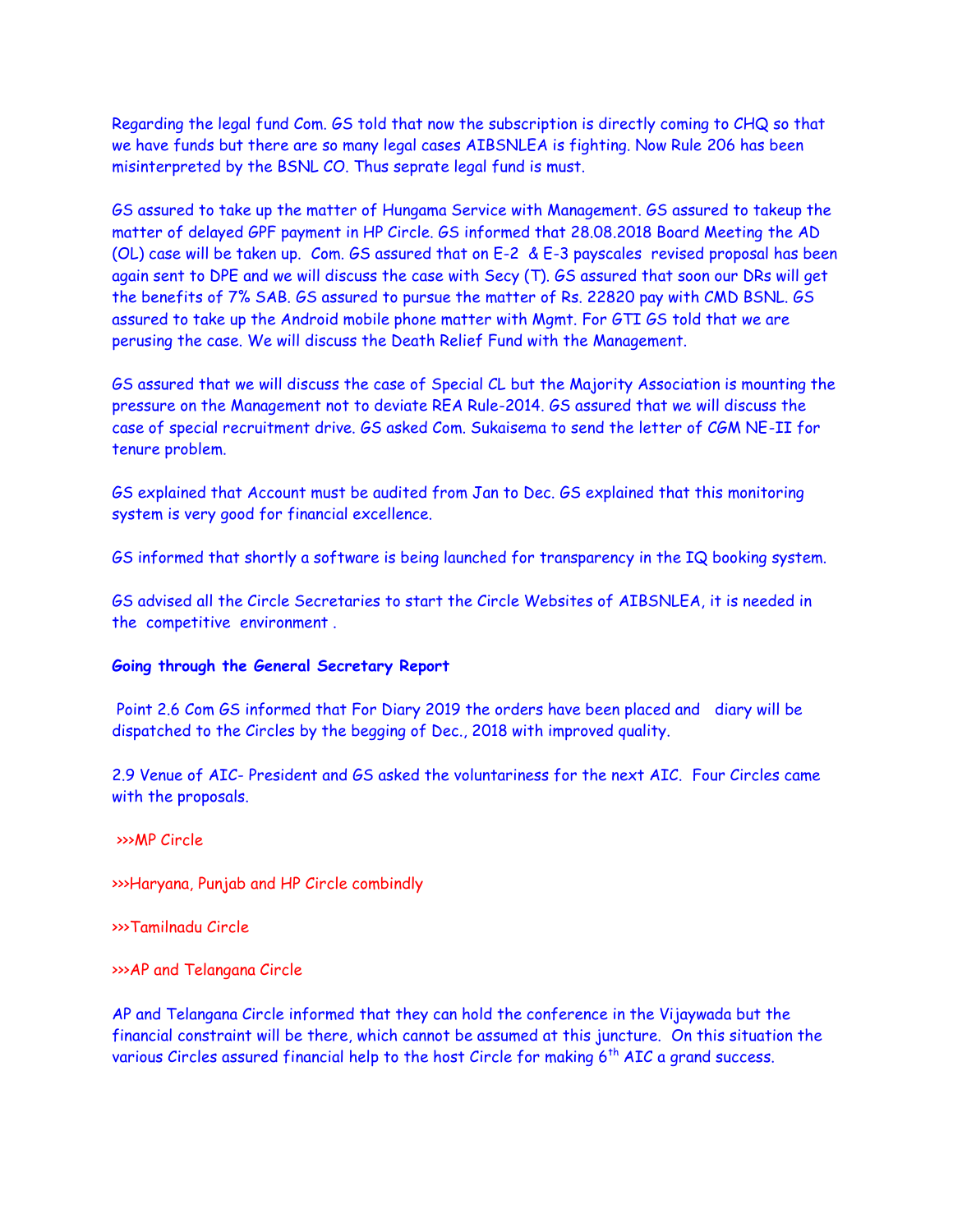Regarding the legal fund Com. GS told that now the subscription is directly coming to CHQ so that we have funds but there are so many legal cases AIBSNLEA is fighting. Now Rule 206 has been misinterpreted by the BSNL CO. Thus seprate legal fund is must.

GS assured to take up the matter of Hungama Service with Management. GS assured to takeup the matter of delayed GPF payment in HP Circle. GS informed that 28.08.2018 Board Meeting the AD (OL) case will be taken up. Com. GS assured that on E-2 & E-3 payscales revised proposal has been again sent to DPE and we will discuss the case with Secy (T). GS assured that soon our DRs will get the benefits of 7% SAB. GS assured to pursue the matter of Rs. 22820 pay with CMD BSNL. GS assured to take up the Android mobile phone matter with Mgmt. For GTI GS told that we are perusing the case. We will discuss the Death Relief Fund with the Management.

GS assured that we will discuss the case of Special CL but the Majority Association is mounting the pressure on the Management not to deviate REA Rule-2014. GS assured that we will discuss the case of special recruitment drive. GS asked Com. Sukaisema to send the letter of CGM NE-II for tenure problem.

GS explained that Account must be audited from Jan to Dec. GS explained that this monitoring system is very good for financial excellence.

GS informed that shortly a software is being launched for transparency in the IQ booking system.

GS advised all the Circle Secretaries to start the Circle Websites of AIBSNLEA, it is needed in the competitive environment .

**Going through the General Secretary Report**

Point 2.6 Com GS informed that For Diary 2019 the orders have been placed and diary will be dispatched to the Circles by the begging of Dec., 2018 with improved quality.

2.9 Venue of AIC- President and GS asked the voluntariness for the next AIC. Four Circles came with the proposals.

>>>MP Circle

>>>Haryana, Punjab and HP Circle combindly

>>>Tamilnadu Circle

>>>AP and Telangana Circle

AP and Telangana Circle informed that they can hold the conference in the Vijaywada but the financial constraint will be there, which cannot be assumed at this juncture. On this situation the various Circles assured financial help to the host Circle for making 6th AIC a grand success.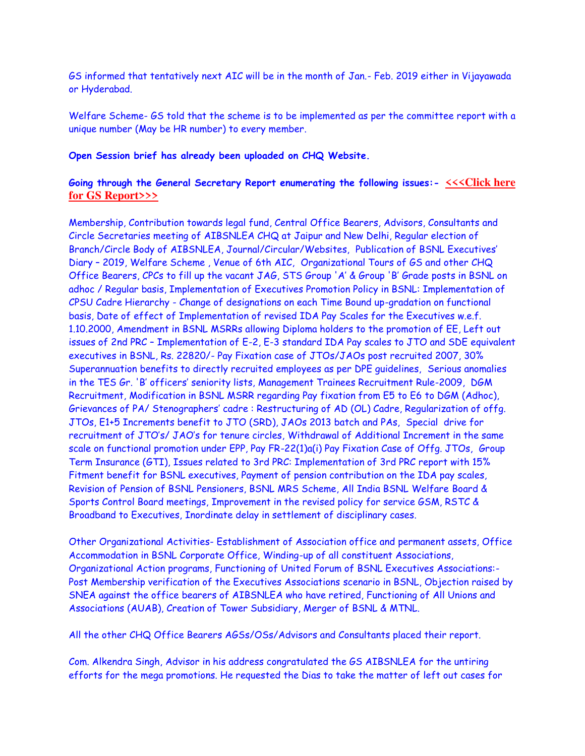GS informed that tentatively next AIC will be in the month of Jan.- Feb. 2019 either in Vijayawada or Hyderabad.

Welfare Scheme- GS told that the scheme is to be implemented as per the committee report with a unique number (May be HR number) to every member.

**Open Session brief has already been uploaded on CHQ Website.**

**Going through the General Secretary Report enumerating the following issues:- <<<Click here for GS Report>>>**

Membership, Contribution towards legal fund, Central Office Bearers, Advisors, Consultants and Circle Secretaries meeting of AIBSNLEA CHQ at Jaipur and New Delhi, Regular election of Branch/Circle Body of AIBSNLEA, Journal/Circular/Websites, Publication of BSNL Executives' Diary – 2019, Welfare Scheme , Venue of 6th AIC, Organizational Tours of GS and other CHQ Office Bearers, CPCs to fill up the vacant JAG, STS Group 'A' & Group 'B' Grade posts in BSNL on adhoc / Regular basis, Implementation of Executives Promotion Policy in BSNL: Implementation of CPSU Cadre Hierarchy - Change of designations on each Time Bound up-gradation on functional basis, Date of effect of Implementation of revised IDA Pay Scales for the Executives w.e.f. 1.10.2000, Amendment in BSNL MSRRs allowing Diploma holders to the promotion of EE, Left out issues of 2nd PRC – Implementation of E-2, E-3 standard IDA Pay scales to JTO and SDE equivalent executives in BSNL, Rs. 22820/- Pay Fixation case of JTOs/JAOs post recruited 2007, 30% Superannuation benefits to directly recruited employees as per DPE guidelines, Serious anomalies in the TES Gr. 'B' officers' seniority lists, Management Trainees Recruitment Rule-2009, DGM Recruitment, Modification in BSNL MSRR regarding Pay fixation from E5 to E6 to DGM (Adhoc), Grievances of PA/ Stenographers' cadre : Restructuring of AD (OL) Cadre, Regularization of offg. JTOs, E1+5 Increments benefit to JTO (SRD), JAOs 2013 batch and PAs, Special drive for recruitment of JTO's/ JAO's for tenure circles, Withdrawal of Additional Increment in the same scale on functional promotion under EPP, Pay FR-22(1)a(i) Pay Fixation Case of Offg. JTOs, Group Term Insurance (GTI), Issues related to 3rd PRC: Implementation of 3rd PRC report with 15% Fitment benefit for BSNL executives, Payment of pension contribution on the IDA pay scales, Revision of Pension of BSNL Pensioners, BSNL MRS Scheme, All India BSNL Welfare Board & Sports Control Board meetings, Improvement in the revised policy for service GSM, RSTC & Broadband to Executives, Inordinate delay in settlement of disciplinary cases.

Other Organizational Activities- Establishment of Association office and permanent assets, Office Accommodation in BSNL Corporate Office, Winding-up of all constituent Associations, Organizational Action programs, Functioning of United Forum of BSNL Executives Associations:- Post Membership verification of the Executives Associations scenario in BSNL, Objection raised by SNEA against the office bearers of AIBSNLEA who have retired, Functioning of All Unions and Associations (AUAB), Creation of Tower Subsidiary, Merger of BSNL & MTNL.

All the other CHQ Office Bearers AGSs/OSs/Advisors and Consultants placed their report.

Com. Alkendra Singh, Advisor in his address congratulated the GS AIBSNLEA for the untiring efforts for the mega promotions. He requested the Dias to take the matter of left out cases for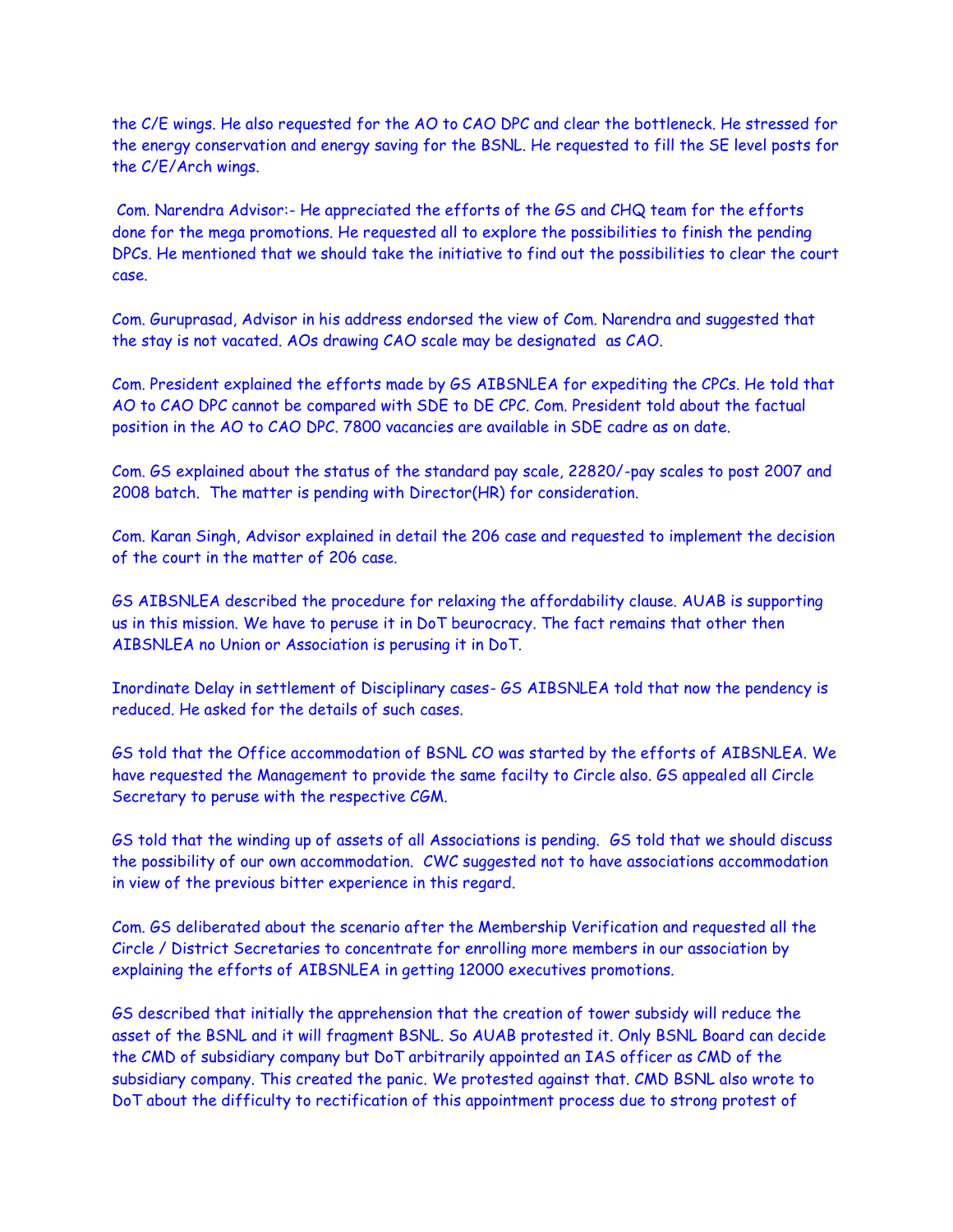the C/E wings. He also requested for the AO to CAO DPC and clear the bottleneck. He stressed for the energy conservation and energy saving for the BSNL. He requested to fill the SE level posts for the C/E/Arch wings.

Com. Narendra Advisor:- He appreciated the efforts of the GS and CHQ team for the efforts done for the mega promotions. He requested all to explore the possibilities to finish the pending DPCs. He mentioned that we should take the initiative to find out the possibilities to clear the court case.

Com. Guruprasad, Advisor in his address endorsed the view of Com. Narendra and suggested that the stay is not vacated. AOs drawing CAO scale may be designated as CAO.

Com. President explained the efforts made by GS AIBSNLEA for expediting the CPCs. He told that AO to CAO DPC cannot be compared with SDE to DE CPC. Com. President told about the factual position in the AO to CAO DPC. 7800 vacancies are available in SDE cadre as on date.

Com. GS explained about the status of the standard pay scale, 22820/-pay scales to post 2007 and 2008 batch. The matter is pending with Director(HR) for consideration.

Com. Karan Singh, Advisor explained in detail the 206 case and requested to implement the decision of the court in the matter of 206 case.

GS AIBSNLEA described the procedure for relaxing the affordability clause. AUAB is supporting us in this mission. We have to peruse it in DoT beurocracy. The fact remains that other then AIBSNLEA no Union or Association is perusing it in DoT.

Inordinate Delay in settlement of Disciplinary cases- GS AIBSNLEA told that now the pendency is reduced. He asked for the details of such cases.

GS told that the Office accommodation of BSNL CO was started by the efforts of AIBSNLEA. We have requested the Management to provide the same facilty to Circle also. GS appealed all Circle Secretary to peruse with the respective CGM.

GS told that the winding up of assets of all Associations is pending. GS told that we should discuss the possibility of our own accommodation. CWC suggested not to have associations accommodation in view of the previous bitter experience in this regard.

Com. GS deliberated about the scenario after the Membership Verification and requested all the Circle / District Secretaries to concentrate for enrolling more members in our association by explaining the efforts of AIBSNLEA in getting 12000 executives promotions.

GS described that initially the apprehension that the creation of tower subsidy will reduce the asset of the BSNL and it will fragment BSNL. So AUAB protested it. Only BSNL Board can decide the CMD of subsidiary company but DoT arbitrarily appointed an IAS officer as CMD of the subsidiary company. This created the panic. We protested against that. CMD BSNL also wrote to DoT about the difficulty to rectification of this appointment process due to strong protest of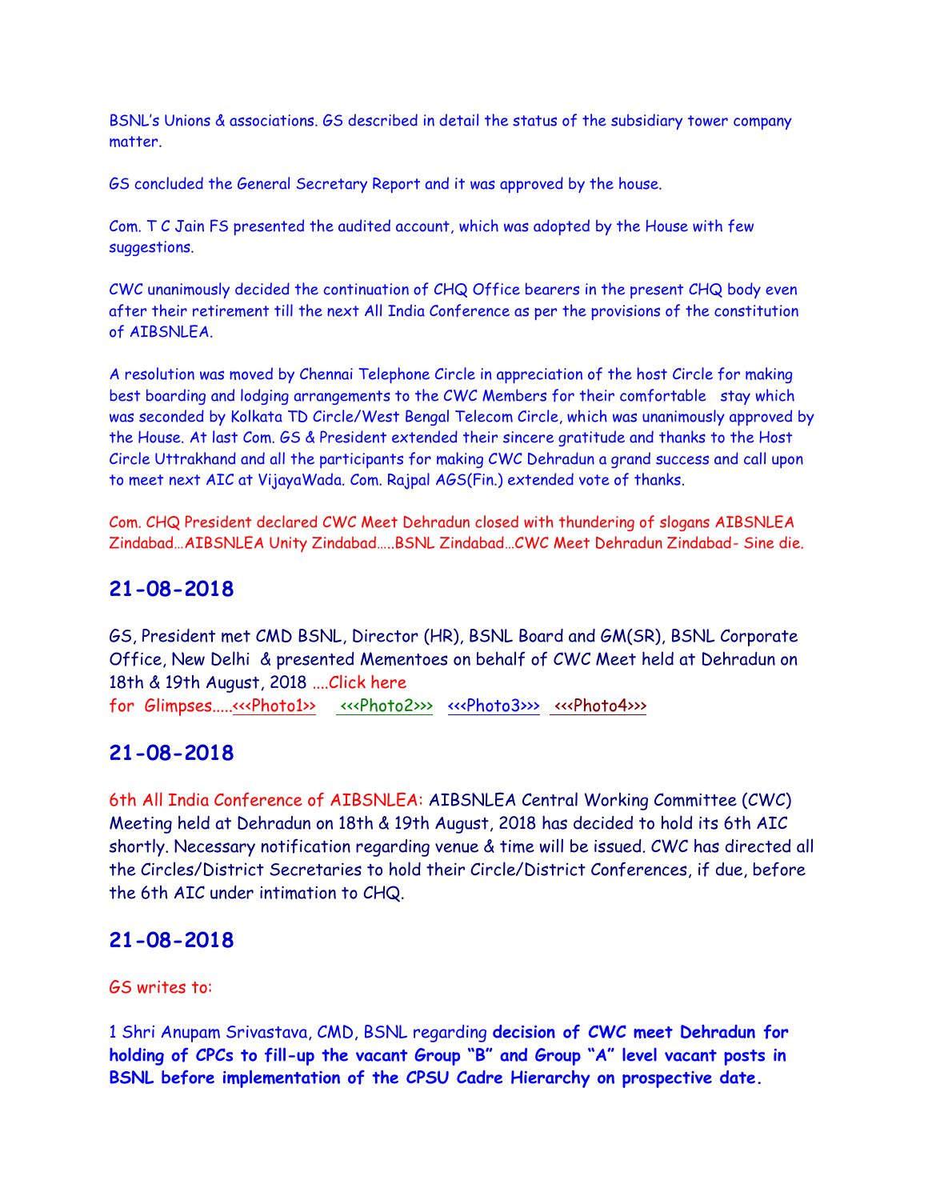BSNL's Unions & associations. GS described in detail the status of the subsidiary tower company matter.

GS concluded the General Secretary Report and it was approved by the house.

Com. T C Jain FS presented the audited account, which was adopted by the House with few suggestions.

CWC unanimously decided the continuation of CHQ Office bearers in the present CHQ body even after their retirement till the next All India Conference as per the provisions of the constitution of AIBSNLEA.

A resolution was moved by Chennai Telephone Circle in appreciation of the host Circle for making best boarding and lodging arrangements to the CWC Members for their comfortable stay which was seconded by Kolkata TD Circle/West Bengal Telecom Circle, which was unanimously approved by the House. At last Com. GS & President extended their sincere gratitude and thanks to the Host Circle Uttrakhand and all the participants for making CWC Dehradun a grand success and call upon to meet next AIC at VijayaWada. Com. Rajpal AGS(Fin.) extended vote of thanks.

Com. CHQ President declared CWC Meet Dehradun closed with thundering of slogans AIBSNLEA Zindabad…AIBSNLEA Unity Zindabad…..BSNL Zindabad…CWC Meet Dehradun Zindabad- Sine die.

## 21-08-2018

GS, President met CMD BSNL, Director (HR), BSNL Board and GM(SR), BSNL Corporate Office, New Delhi & presented Mementoes on behalf of CWC Meet held at Dehradun on 18th & 19th August, 2018 ....Click here for Glimpses.....<<<Photo1>> <<<Photo2>>> <<<Photo3>>> <<<Photo4>>>

## 21-08-2018

6th All India Conference of AIBSNLEA: AIBSNLEA Central Working Committee (CWC) Meeting held at Dehradun on 18th & 19th August, 2018 has decided to hold its 6th AIC shortly. Necessary notification regarding venue & time will be issued. CWC has directed all the Circles/District Secretaries to hold their Circle/District Conferences, if due, before the 6th AIC under intimation to CHQ.

## 21-08-2018

GS writes to:

1 Shri Anupam Srivastava, CMD, BSNL regarding **decision of CWC meet Dehradun for holding of CPCs to fill-up the vacant Group "B" and Group "A" level vacant posts in BSNL before implementation of the CPSU Cadre Hierarchy on prospective date.**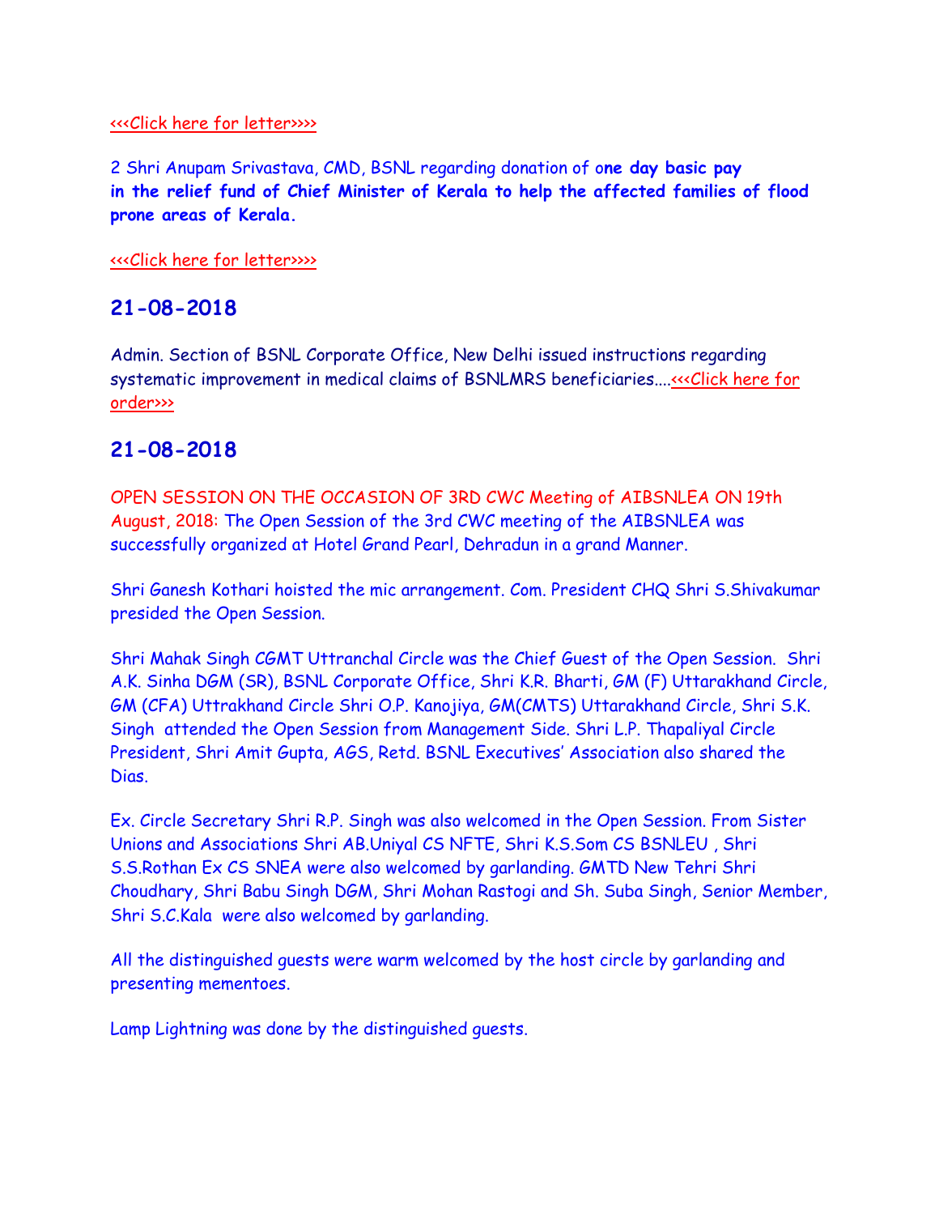<<<Click here for letter>>>>

2 Shri Anupam Srivastava, CMD, BSNL regarding donation of o**ne day basic pay in the relief fund of Chief Minister of Kerala to help the affected families of flood prone areas of Kerala.**

<<<Click here for letter>>>>

## 21-08-2018

Admin. Section of BSNL Corporate Office, New Delhi issued instructions regarding systematic improvement in medical claims of BSNLMRS beneficiaries....<<<Click here for order>>>

## 21-08-2018

OPEN SESSION ON THE OCCASION OF 3RD CWC Meeting of AIBSNLEA ON 19th August, 2018: The Open Session of the 3rd CWC meeting of the AIBSNLEA was successfully organized at Hotel Grand Pearl, Dehradun in a grand Manner.

Shri Ganesh Kothari hoisted the mic arrangement. Com. President CHQ Shri S.Shivakumar presided the Open Session.

Shri Mahak Singh CGMT Uttranchal Circle was the Chief Guest of the Open Session. Shri A.K. Sinha DGM (SR), BSNL Corporate Office, Shri K.R. Bharti, GM (F) Uttarakhand Circle, GM (CFA) Uttrakhand Circle Shri O.P. Kanojiya, GM(CMTS) Uttarakhand Circle, Shri S.K. Singh attended the Open Session from Management Side. Shri L.P. Thapaliyal Circle President, Shri Amit Gupta, AGS, Retd. BSNL Executives' Association also shared the Dias.

Ex. Circle Secretary Shri R.P. Singh was also welcomed in the Open Session. From Sister Unions and Associations Shri AB.Uniyal CS NFTE, Shri K.S.Som CS BSNLEU , Shri S.S.Rothan Ex CS SNEA were also welcomed by garlanding. GMTD New Tehri Shri Choudhary, Shri Babu Singh DGM, Shri Mohan Rastogi and Sh. Suba Singh, Senior Member, Shri S.C.Kala were also welcomed by garlanding.

All the distinguished guests were warm welcomed by the host circle by garlanding and presenting mementoes.

Lamp Lightning was done by the distinguished guests.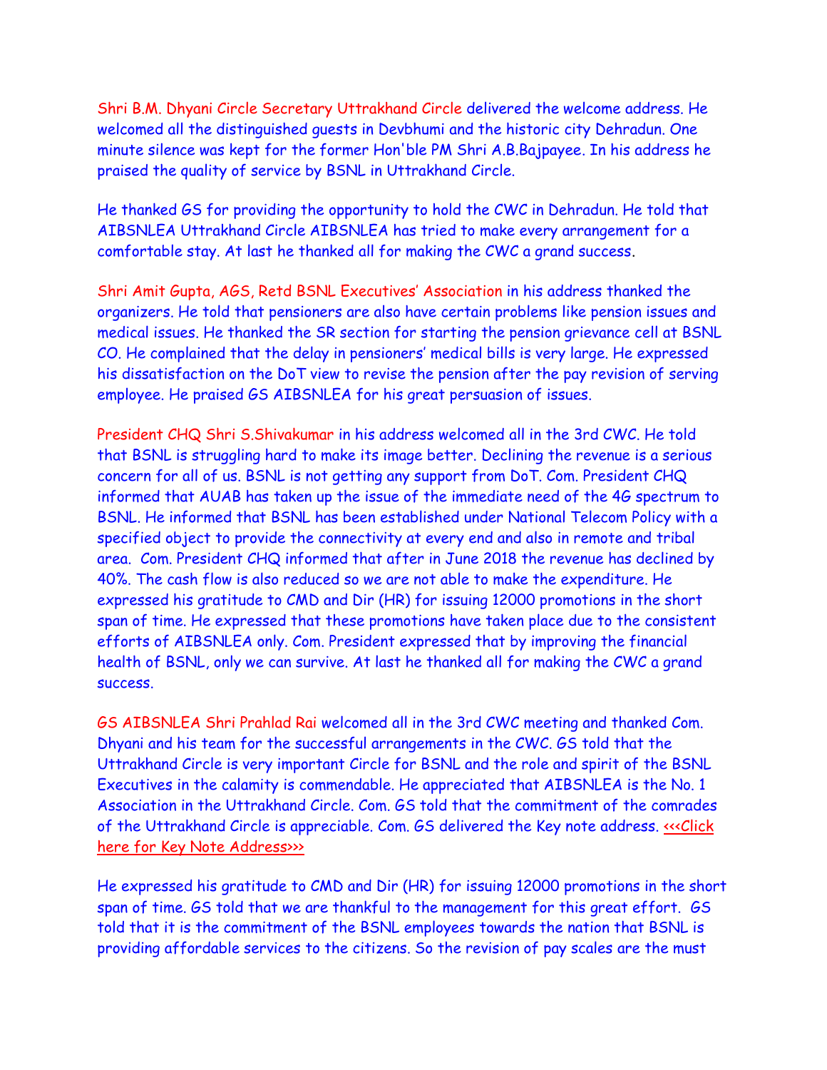Shri B.M. Dhyani Circle Secretary Uttrakhand Circle delivered the welcome address. He welcomed all the distinguished guests in Devbhumi and the historic city Dehradun. One minute silence was kept for the former Hon'ble PM Shri A.B.Bajpayee. In his address he praised the quality of service by BSNL in Uttrakhand Circle.

He thanked GS for providing the opportunity to hold the CWC in Dehradun. He told that AIBSNLEA Uttrakhand Circle AIBSNLEA has tried to make every arrangement for a comfortable stay. At last he thanked all for making the CWC a grand success.

Shri Amit Gupta, AGS, Retd BSNL Executives' Association in his address thanked the organizers. He told that pensioners are also have certain problems like pension issues and medical issues. He thanked the SR section for starting the pension grievance cell at BSNL CO. He complained that the delay in pensioners' medical bills is very large. He expressed his dissatisfaction on the DoT view to revise the pension after the pay revision of serving employee. He praised GS AIBSNLEA for his great persuasion of issues.

President CHQ Shri S.Shivakumar in his address welcomed all in the 3rd CWC. He told that BSNL is struggling hard to make its image better. Declining the revenue is a serious concern for all of us. BSNL is not getting any support from DoT. Com. President CHQ informed that AUAB has taken up the issue of the immediate need of the 4G spectrum to BSNL. He informed that BSNL has been established under National Telecom Policy with a specified object to provide the connectivity at every end and also in remote and tribal area. Com. President CHQ informed that after in June 2018 the revenue has declined by 40%. The cash flow is also reduced so we are not able to make the expenditure. He expressed his gratitude to CMD and Dir (HR) for issuing 12000 promotions in the short span of time. He expressed that these promotions have taken place due to the consistent efforts of AIBSNLEA only. Com. President expressed that by improving the financial health of BSNL, only we can survive. At last he thanked all for making the CWC a grand success.

GS AIBSNLEA Shri Prahlad Rai welcomed all in the 3rd CWC meeting and thanked Com. Dhyani and his team for the successful arrangements in the CWC. GS told that the Uttrakhand Circle is very important Circle for BSNL and the role and spirit of the BSNL Executives in the calamity is commendable. He appreciated that AIBSNLEA is the No. 1 Association in the Uttrakhand Circle. Com. GS told that the commitment of the comrades of the Uttrakhand Circle is appreciable. Com. GS delivered the Key note address. <<<Click here for Key Note Address>>>

He expressed his gratitude to CMD and Dir (HR) for issuing 12000 promotions in the short span of time. GS told that we are thankful to the management for this great effort. GS told that it is the commitment of the BSNL employees towards the nation that BSNL is providing affordable services to the citizens. So the revision of pay scales are the must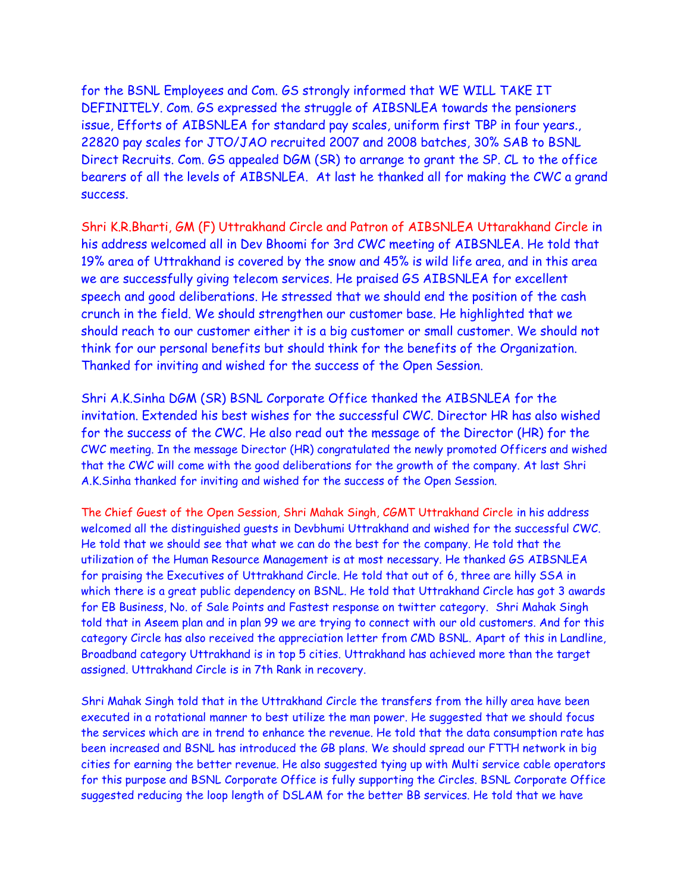for the BSNL Employees and Com. GS strongly informed that WE WILL TAKE IT DEFINITELY. Com. GS expressed the struggle of AIBSNLEA towards the pensioners issue, Efforts of AIBSNLEA for standard pay scales, uniform first TBP in four years., 22820 pay scales for JTO/JAO recruited 2007 and 2008 batches, 30% SAB to BSNL Direct Recruits. Com. GS appealed DGM (SR) to arrange to grant the SP. CL to the office bearers of all the levels of AIBSNLEA. At last he thanked all for making the CWC a grand success.

Shri K.R.Bharti, GM (F) Uttrakhand Circle and Patron of AIBSNLEA Uttarakhand Circle in his address welcomed all in Dev Bhoomi for 3rd CWC meeting of AIBSNLEA. He told that 19% area of Uttrakhand is covered by the snow and 45% is wild life area, and in this area we are successfully giving telecom services. He praised GS AIBSNLEA for excellent speech and good deliberations. He stressed that we should end the position of the cash crunch in the field. We should strengthen our customer base. He highlighted that we should reach to our customer either it is a big customer or small customer. We should not think for our personal benefits but should think for the benefits of the Organization. Thanked for inviting and wished for the success of the Open Session.

Shri A.K.Sinha DGM (SR) BSNL Corporate Office thanked the AIBSNLEA for the invitation. Extended his best wishes for the successful CWC. Director HR has also wished for the success of the CWC. He also read out the message of the Director (HR) for the CWC meeting. In the message Director (HR) congratulated the newly promoted Officers and wished that the CWC will come with the good deliberations for the growth of the company. At last Shri A.K.Sinha thanked for inviting and wished for the success of the Open Session.

The Chief Guest of the Open Session, Shri Mahak Singh, CGMT Uttrakhand Circle in his address welcomed all the distinguished guests in Devbhumi Uttrakhand and wished for the successful CWC. He told that we should see that what we can do the best for the company. He told that the utilization of the Human Resource Management is at most necessary. He thanked GS AIBSNLEA for praising the Executives of Uttrakhand Circle. He told that out of 6, three are hilly SSA in which there is a great public dependency on BSNL. He told that Uttrakhand Circle has got 3 awards for EB Business, No. of Sale Points and Fastest response on twitter category. Shri Mahak Singh told that in Aseem plan and in plan 99 we are trying to connect with our old customers. And for this category Circle has also received the appreciation letter from CMD BSNL. Apart of this in Landline, Broadband category Uttrakhand is in top 5 cities. Uttrakhand has achieved more than the target assigned. Uttrakhand Circle is in 7th Rank in recovery.

Shri Mahak Singh told that in the Uttrakhand Circle the transfers from the hilly area have been executed in a rotational manner to best utilize the man power. He suggested that we should focus the services which are in trend to enhance the revenue. He told that the data consumption rate has been increased and BSNL has introduced the GB plans. We should spread our FTTH network in big cities for earning the better revenue. He also suggested tying up with Multi service cable operators for this purpose and BSNL Corporate Office is fully supporting the Circles. BSNL Corporate Office suggested reducing the loop length of DSLAM for the better BB services. He told that we have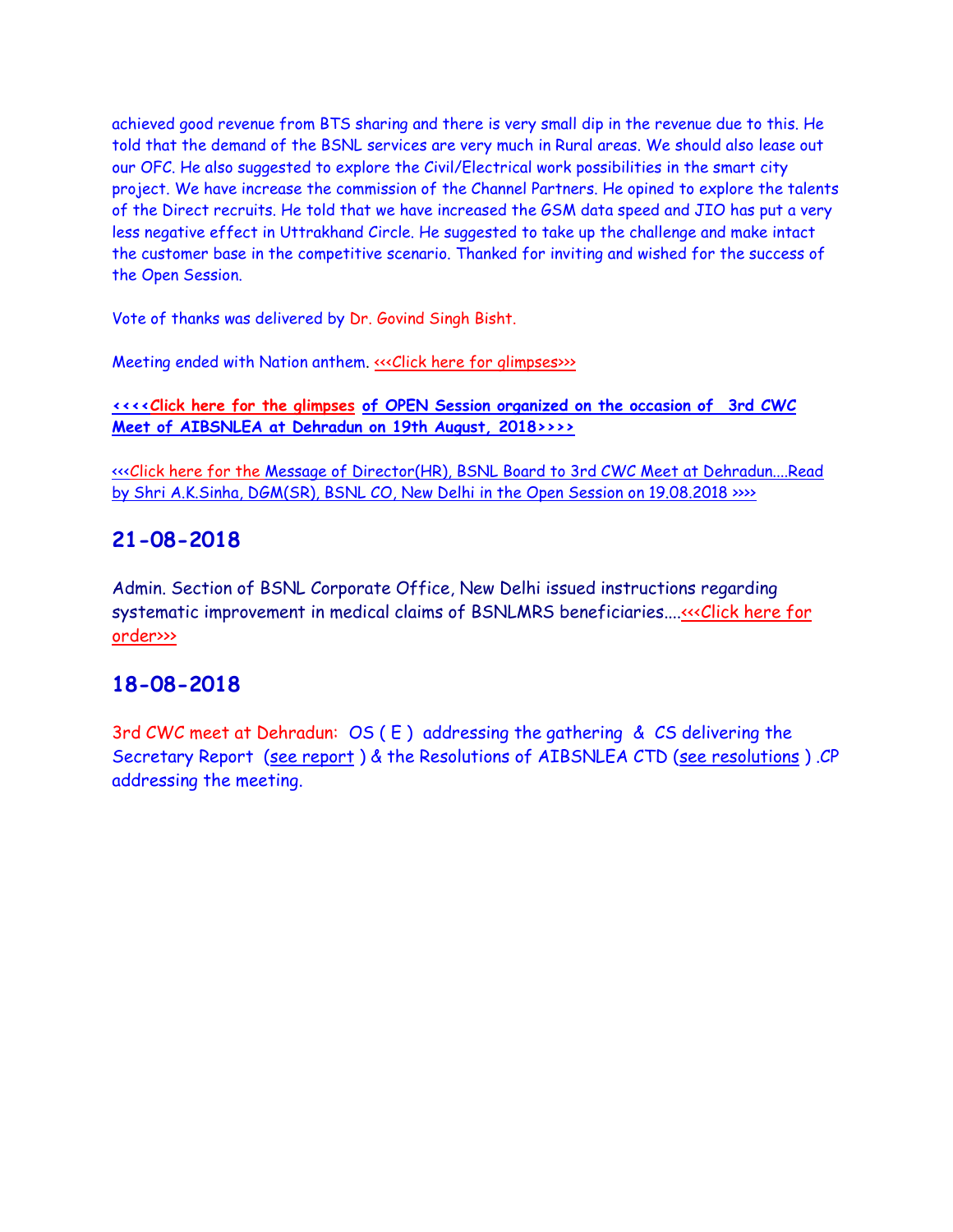achieved good revenue from BTS sharing and there is very small dip in the revenue due to this. He told that the demand of the BSNL services are very much in Rural areas. We should also lease out our OFC. He also suggested to explore the Civil/Electrical work possibilities in the smart city project. We have increase the commission of the Channel Partners. He opined to explore the talents of the Direct recruits. He told that we have increased the GSM data speed and JIO has put a very less negative effect in Uttrakhand Circle. He suggested to take up the challenge and make intact the customer base in the competitive scenario. Thanked for inviting and wished for the success of the Open Session.

Vote of thanks was delivered by Dr. Govind Singh Bisht.

Meeting ended with Nation anthem. <<<Click here for glimpses>>>

**<<<<Click here for the glimpses of OPEN Session organized on the occasion of 3rd CWC Meet of AIBSNLEA at Dehradun on 19th August, 2018>>>>**

<<<Click here for the Message of Director(HR), BSNL Board to 3rd CWC Meet at Dehradun....Read by Shri A.K.Sinha, DGM(SR), BSNL CO, New Delhi in the Open Session on 19.08.2018 >>>>

## 21-08-2018

Admin. Section of BSNL Corporate Office, New Delhi issued instructions regarding systematic improvement in medical claims of BSNLMRS beneficiaries....<<<Click here for order>>>

## 18-08-2018

3rd CWC meet at Dehradun: OS ( E ) addressing the gathering & CS delivering the Secretary Report (see report ) & the Resolutions of AIBSNLEA CTD (see resolutions ) .CP addressing the meeting.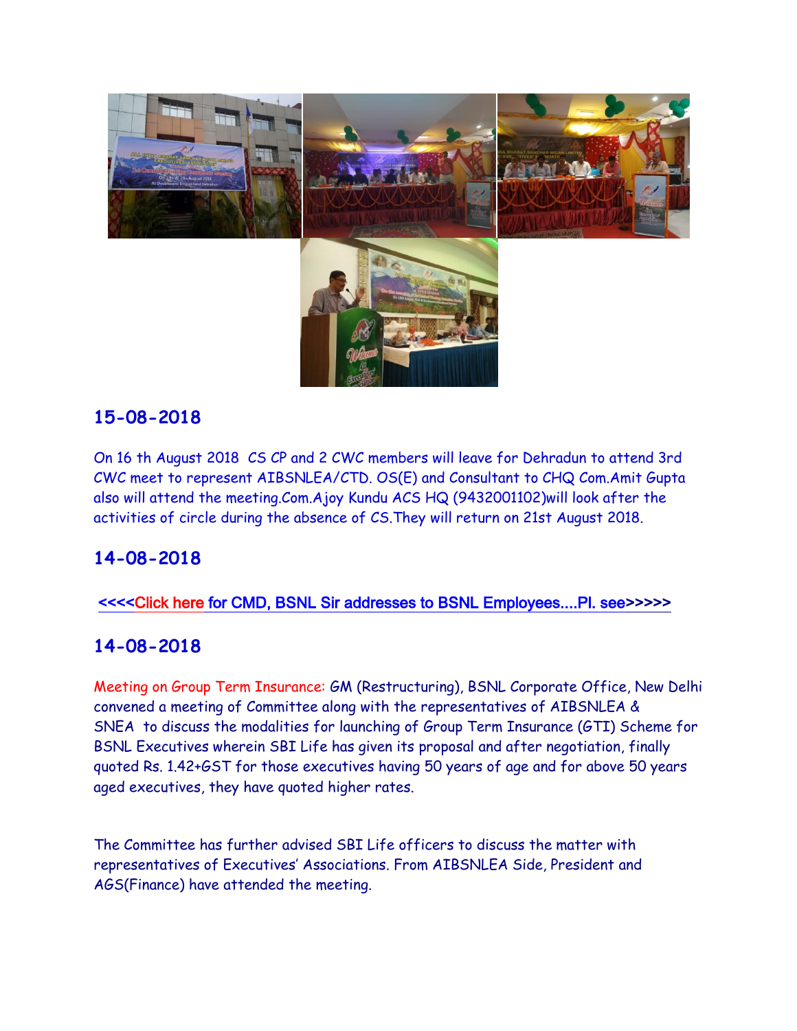## 15-08-2018

On 16 th August 2018 CS CP and 2 CWC members will leave for Dehradun to attend 3rd CWC meet to represent AIBSNLEA/CTD. OS(E) and Consultant to CHQ Com.Amit Gupta also will attend the meeting.Com.Ajoy Kundu ACS HQ (9432001102)will look after the activities of circle during the absence of CS.They will return on 21st August 2018.

## 14-08-2018

<<<<Click here for CMD, BSNL Sir addresses to BSNL Employees....Pl. see>>>>>

## 14-08-2018

Meeting on Group Term Insurance: GM (Restructuring), BSNL Corporate Office, New Delhi convened a meeting of Committee along with the representatives of AIBSNLEA & SNEA to discuss the modalities for launching of Group Term Insurance (GTI) Scheme for BSNL Executives wherein SBI Life has given its proposal and after negotiation, finally quoted Rs. 1.42+GST for those executives having 50 years of age and for above 50 years aged executives, they have quoted higher rates.

The Committee has further advised SBI Life officers to discuss the matter with representatives of Executives' Associations. From AIBSNLEA Side, President and AGS(Finance) have attended the meeting.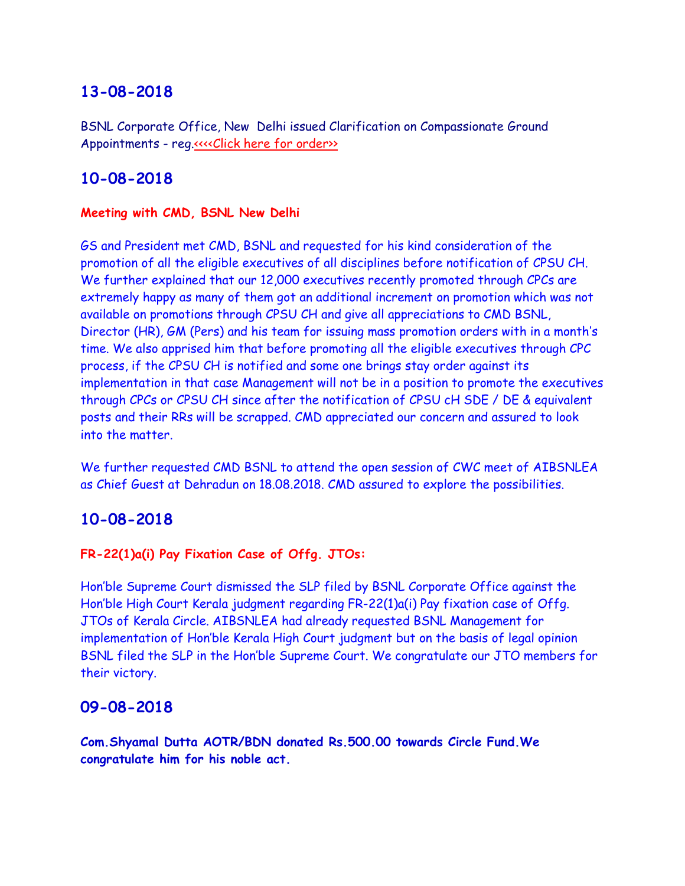## 13-08-2018

BSNL Corporate Office, New Delhi issued Clarification on Compassionate Ground Appointments - reg.<<<<Click here for order>>

## 10-08-2018

**Meeting with CMD, BSNL New Delhi**

GS and President met CMD, BSNL and requested for his kind consideration of the promotion of all the eligible executives of all disciplines before notification of CPSU CH. We further explained that our 12,000 executives recently promoted through CPCs are extremely happy as many of them got an additional increment on promotion which was not available on promotions through CPSU CH and give all appreciations to CMD BSNL, Director (HR), GM (Pers) and his team for issuing mass promotion orders with in a month's time. We also apprised him that before promoting all the eligible executives through CPC process, if the CPSU CH is notified and some one brings stay order against its implementation in that case Management will not be in a position to promote the executives through CPCs or CPSU CH since after the notification of CPSU cH SDE / DE & equivalent posts and their RRs will be scrapped. CMD appreciated our concern and assured to look into the matter.

We further requested CMD BSNL to attend the open session of CWC meet of AIBSNLEA as Chief Guest at Dehradun on 18.08.2018. CMD assured to explore the possibilities.

## 10-08-2018

**FR-22(1)a(i) Pay Fixation Case of Offg. JTOs:**

Hon'ble Supreme Court dismissed the SLP filed by BSNL Corporate Office against the Hon'ble High Court Kerala judgment regarding FR-22(1)a(i) Pay fixation case of Offg. JTOs of Kerala Circle. AIBSNLEA had already requested BSNL Management for implementation of Hon'ble Kerala High Court judgment but on the basis of legal opinion BSNL filed the SLP in the Hon'ble Supreme Court. We congratulate our JTO members for their victory.

## 09-08-2018

**Com.Shyamal Dutta AOTR/BDN donated Rs.500.00 towards Circle Fund.We congratulate him for his noble act.**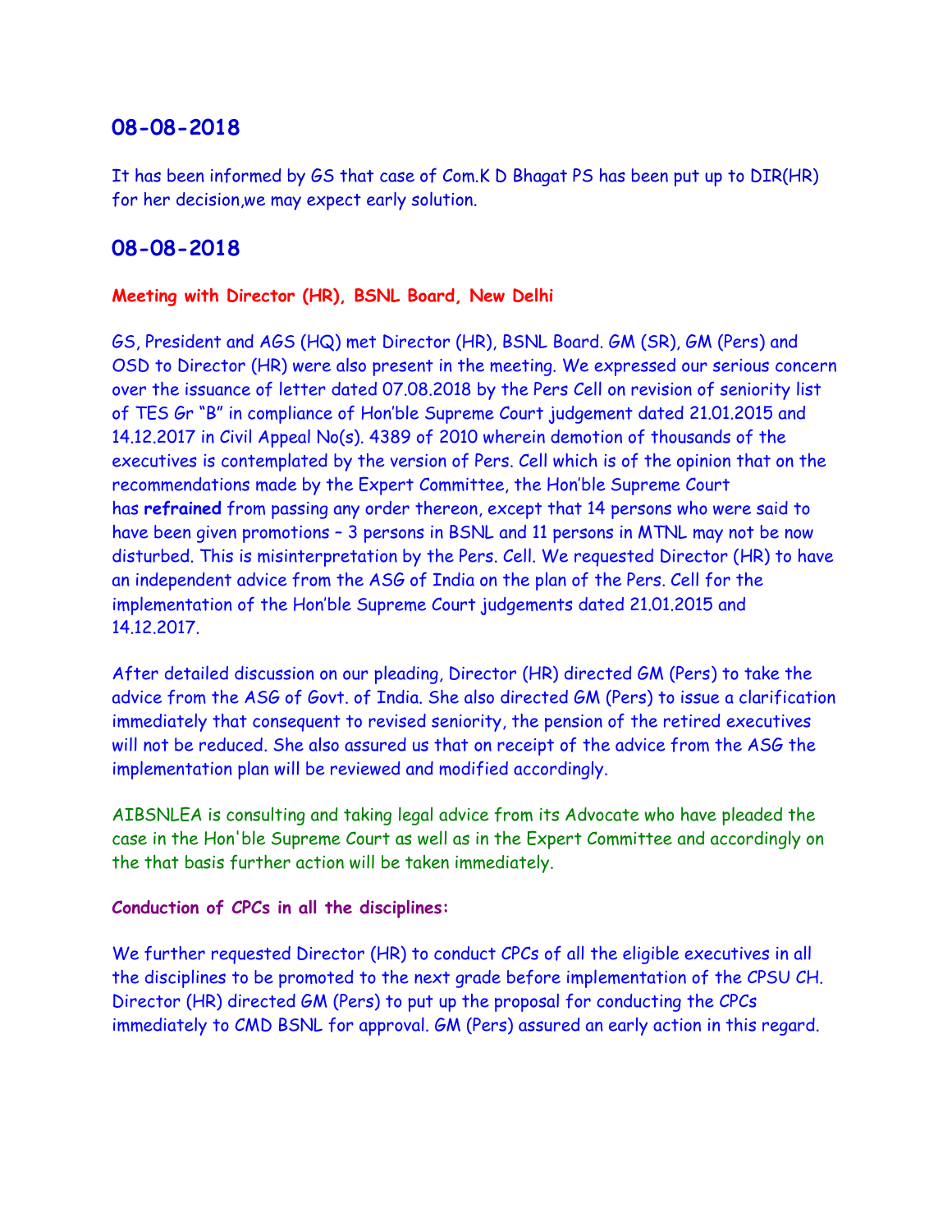## 08-08-2018

It has been informed by GS that case of Com.K D Bhagat PS has been put up to DIR(HR) for her decision,we may expect early solution.

## 08-08-2018

**Meeting with Director (HR), BSNL Board, New Delhi**

GS, President and AGS (HQ) met Director (HR), BSNL Board. GM (SR), GM (Pers) and OSD to Director (HR) were also present in the meeting. We expressed our serious concern over the issuance of letter dated 07.08.2018 by the Pers Cell on revision of seniority list of TES Gr "B" in compliance of Hon'ble Supreme Court judgement dated 21.01.2015 and 14.12.2017 in Civil Appeal No(s). 4389 of 2010 wherein demotion of thousands of the executives is contemplated by the version of Pers. Cell which is of the opinion that on the recommendations made by the Expert Committee, the Hon'ble Supreme Court has **refrained** from passing any order thereon, except that 14 persons who were said to have been given promotions – 3 persons in BSNL and 11 persons in MTNL may not be now disturbed. This is misinterpretation by the Pers. Cell. We requested Director (HR) to have an independent advice from the ASG of India on the plan of the Pers. Cell for the implementation of the Hon'ble Supreme Court judgements dated 21.01.2015 and 14.12.2017.

After detailed discussion on our pleading, Director (HR) directed GM (Pers) to take the advice from the ASG of Govt. of India. She also directed GM (Pers) to issue a clarification immediately that consequent to revised seniority, the pension of the retired executives will not be reduced. She also assured us that on receipt of the advice from the ASG the implementation plan will be reviewed and modified accordingly.

AIBSNLEA is consulting and taking legal advice from its Advocate who have pleaded the case in the Hon'ble Supreme Court as well as in the Expert Committee and accordingly on the that basis further action will be taken immediately.

**Conduction of CPCs in all the disciplines:**

We further requested Director (HR) to conduct CPCs of all the eligible executives in all the disciplines to be promoted to the next grade before implementation of the CPSU CH. Director (HR) directed GM (Pers) to put up the proposal for conducting the CPCs immediately to CMD BSNL for approval. GM (Pers) assured an early action in this regard.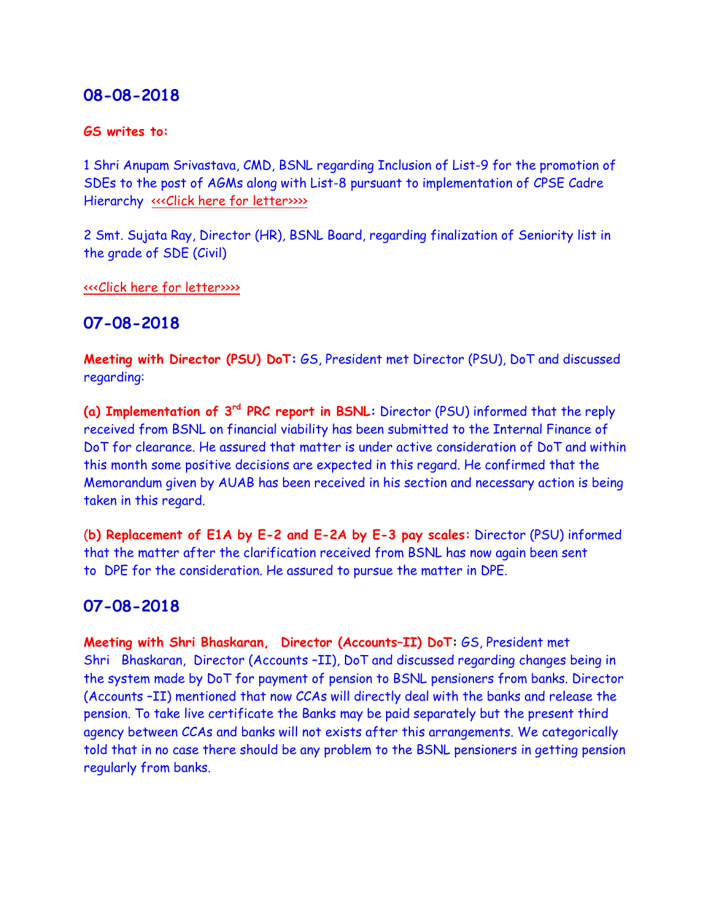## 08-08-2018

**GS writes to:**

1 Shri Anupam Srivastava, CMD, BSNL regarding Inclusion of List-9 for the promotion of SDEs to the post of AGMs along with List-8 pursuant to implementation of CPSE Cadre Hierarchy <<<Click here for letter>>>>

2 Smt. Sujata Ray, Director (HR), BSNL Board, regarding finalization of Seniority list in the grade of SDE (Civil)

<<<Click here for letter>>>>

## 07-08-2018

**Meeting with Director (PSU) DoT:** GS, President met Director (PSU), DoT and discussed regarding:

**(a) Implementation of 3rd PRC report in BSNL:** Director (PSU) informed that the reply received from BSNL on financial viability has been submitted to the Internal Finance of DoT for clearance. He assured that matter is under active consideration of DoT and within this month some positive decisions are expected in this regard. He confirmed that the Memorandum given by AUAB has been received in his section and necessary action is being taken in this regard.

**(b) Replacement of E1A by E-2 and E-2A by E-3 pay scales:** Director (PSU) informed that the matter after the clarification received from BSNL has now again been sent to DPE for the consideration. He assured to pursue the matter in DPE.

## 07-08-2018

**Meeting with Shri Bhaskaran, Director (Accounts–II) DoT:** GS, President met Shri Bhaskaran, Director (Accounts –II), DoT and discussed regarding changes being in the system made by DoT for payment of pension to BSNL pensioners from banks. Director (Accounts –II) mentioned that now CCAs will directly deal with the banks and release the pension. To take live certificate the Banks may be paid separately but the present third agency between CCAs and banks will not exists after this arrangements. We categorically told that in no case there should be any problem to the BSNL pensioners in getting pension regularly from banks.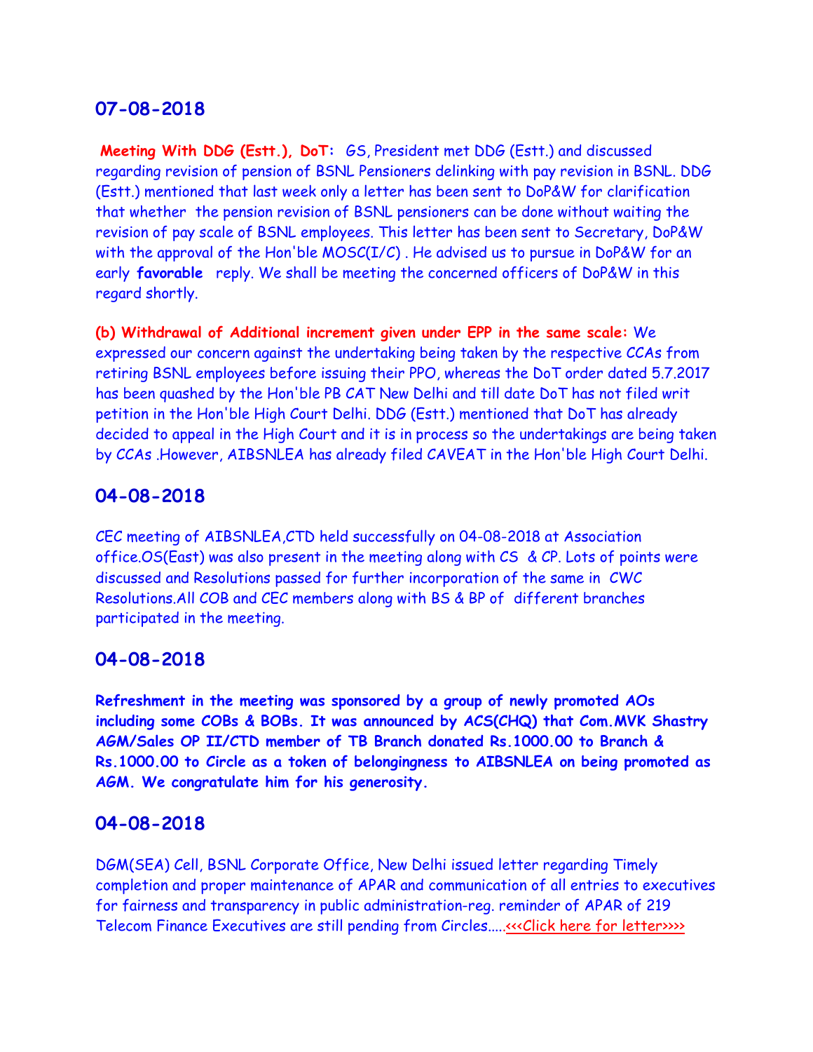## 07-08-2018

**Meeting With DDG (Estt.), DoT:** GS, President met DDG (Estt.) and discussed regarding revision of pension of BSNL Pensioners delinking with pay revision in BSNL. DDG (Estt.) mentioned that last week only a letter has been sent to DoP&W for clarification that whether the pension revision of BSNL pensioners can be done without waiting the revision of pay scale of BSNL employees. This letter has been sent to Secretary, DoP&W with the approval of the Hon'ble MOSC(I/C) . He advised us to pursue in DoP&W for an early **favorable** reply. We shall be meeting the concerned officers of DoP&W in this regard shortly.

**(b) Withdrawal of Additional increment given under EPP in the same scale:** We expressed our concern against the undertaking being taken by the respective CCAs from retiring BSNL employees before issuing their PPO, whereas the DoT order dated 5.7.2017 has been quashed by the Hon'ble PB CAT New Delhi and till date DoT has not filed writ petition in the Hon'ble High Court Delhi. DDG (Estt.) mentioned that DoT has already decided to appeal in the High Court and it is in process so the undertakings are being taken by CCAs .However, AIBSNLEA has already filed CAVEAT in the Hon'ble High Court Delhi.

## 04-08-2018

CEC meeting of AIBSNLEA,CTD held successfully on 04-08-2018 at Association office.OS(East) was also present in the meeting along with CS & CP. Lots of points were discussed and Resolutions passed for further incorporation of the same in CWC Resolutions.All COB and CEC members along with BS & BP of different branches participated in the meeting.

## 04-08-2018

**Refreshment in the meeting was sponsored by a group of newly promoted AOs including some COBs & BOBs. It was announced by ACS(CHQ) that Com.MVK Shastry AGM/Sales OP II/CTD member of TB Branch donated Rs.1000.00 to Branch & Rs.1000.00 to Circle as a token of belongingness to AIBSNLEA on being promoted as AGM. We congratulate him for his generosity.**

## 04-08-2018

DGM(SEA) Cell, BSNL Corporate Office, New Delhi issued letter regarding Timely completion and proper maintenance of APAR and communication of all entries to executives for fairness and transparency in public administration-reg. reminder of APAR of 219 Telecom Finance Executives are still pending from Circles.....<<<Click here for letter>>>>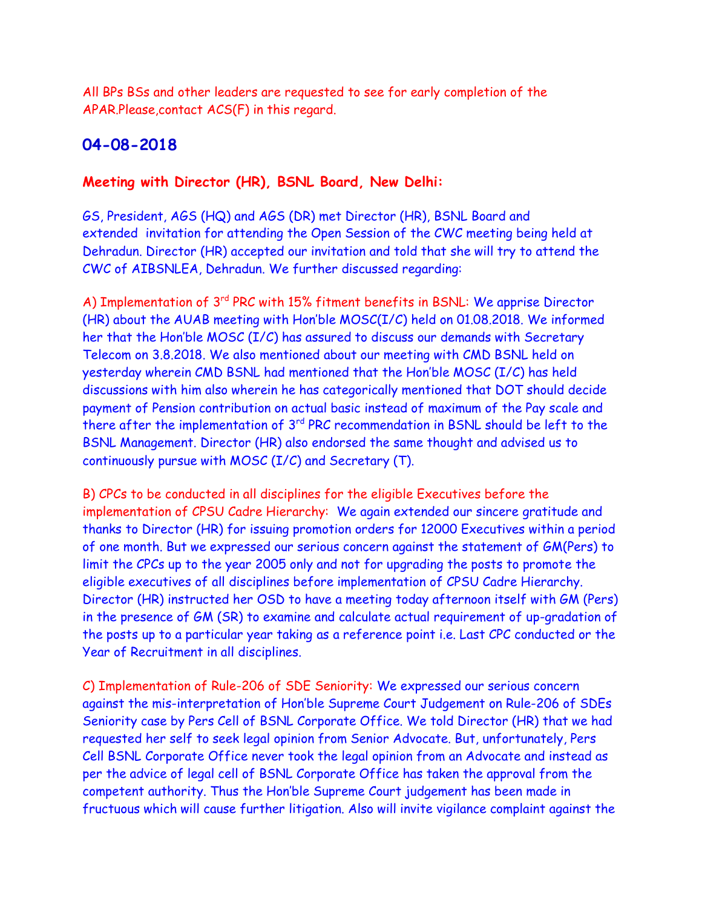All BPs BSs and other leaders are requested to see for early completion of the APAR.Please,contact ACS(F) in this regard.

## 04-08-2018

**Meeting with Director (HR), BSNL Board, New Delhi:**

GS, President, AGS (HQ) and AGS (DR) met Director (HR), BSNL Board and extended invitation for attending the Open Session of the CWC meeting being held at Dehradun. Director (HR) accepted our invitation and told that she will try to attend the CWC of AIBSNLEA, Dehradun. We further discussed regarding:

A) Implementation of 3rd PRC with 15% fitment benefits in BSNL: We apprise Director (HR) about the AUAB meeting with Hon'ble MOSC(I/C) held on 01.08.2018. We informed her that the Hon'ble MOSC (I/C) has assured to discuss our demands with Secretary Telecom on 3.8.2018. We also mentioned about our meeting with CMD BSNL held on yesterday wherein CMD BSNL had mentioned that the Hon'ble MOSC (I/C) has held discussions with him also wherein he has categorically mentioned that DOT should decide payment of Pension contribution on actual basic instead of maximum of the Pay scale and there after the implementation of 3rd PRC recommendation in BSNL should be left to the BSNL Management. Director (HR) also endorsed the same thought and advised us to continuously pursue with MOSC (I/C) and Secretary (T).

B) CPCs to be conducted in all disciplines for the eligible Executives before the implementation of CPSU Cadre Hierarchy: We again extended our sincere gratitude and thanks to Director (HR) for issuing promotion orders for 12000 Executives within a period of one month. But we expressed our serious concern against the statement of GM(Pers) to limit the CPCs up to the year 2005 only and not for upgrading the posts to promote the eligible executives of all disciplines before implementation of CPSU Cadre Hierarchy. Director (HR) instructed her OSD to have a meeting today afternoon itself with GM (Pers) in the presence of GM (SR) to examine and calculate actual requirement of up-gradation of the posts up to a particular year taking as a reference point i.e. Last CPC conducted or the Year of Recruitment in all disciplines.

C) Implementation of Rule-206 of SDE Seniority: We expressed our serious concern against the mis-interpretation of Hon'ble Supreme Court Judgement on Rule-206 of SDEs Seniority case by Pers Cell of BSNL Corporate Office. We told Director (HR) that we had requested her self to seek legal opinion from Senior Advocate. But, unfortunately, Pers Cell BSNL Corporate Office never took the legal opinion from an Advocate and instead as per the advice of legal cell of BSNL Corporate Office has taken the approval from the competent authority. Thus the Hon'ble Supreme Court judgement has been made in fructuous which will cause further litigation. Also will invite vigilance complaint against the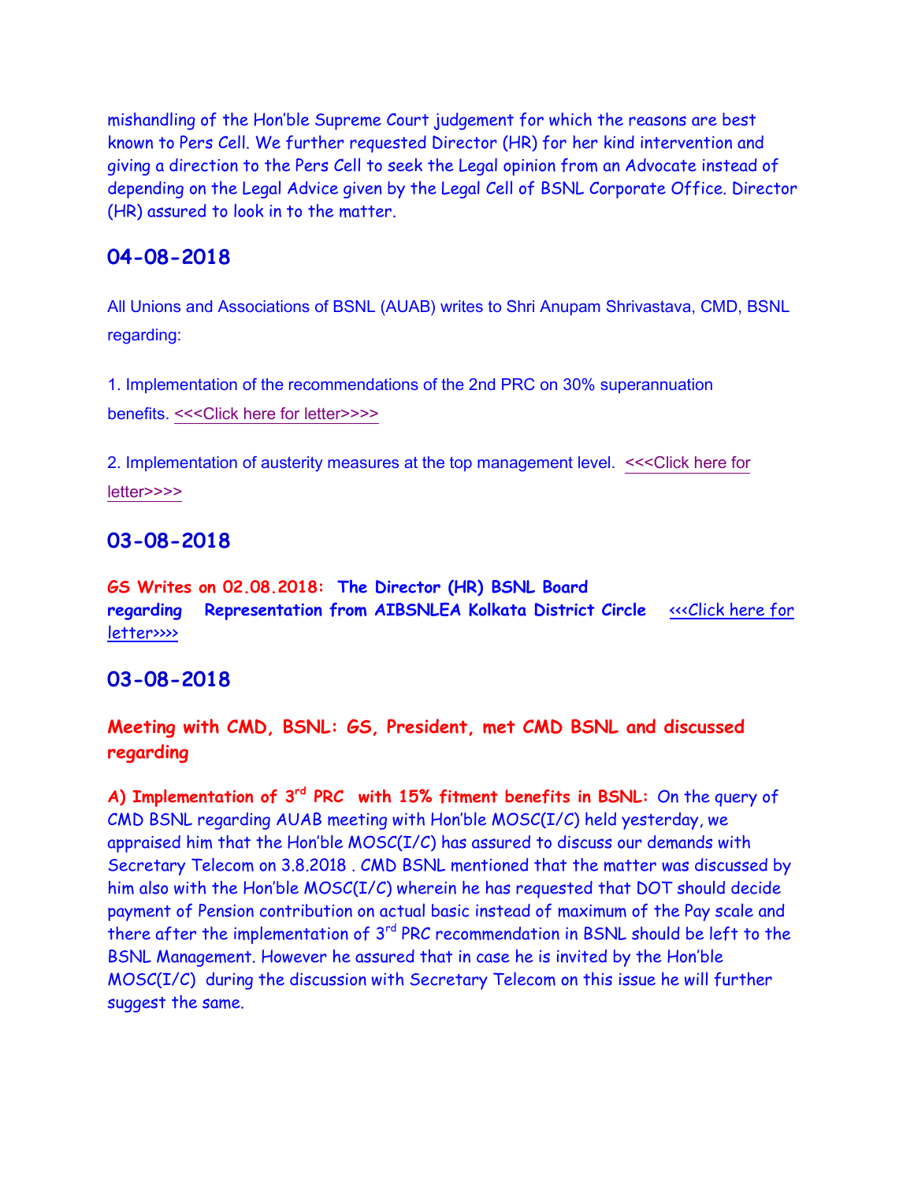mishandling of the Hon'ble Supreme Court judgement for which the reasons are best known to Pers Cell. We further requested Director (HR) for her kind intervention and giving a direction to the Pers Cell to seek the Legal opinion from an Advocate instead of depending on the Legal Advice given by the Legal Cell of BSNL Corporate Office. Director (HR) assured to look in to the matter.

## 04-08-2018

All Unions and Associations of BSNL (AUAB) writes to Shri Anupam Shrivastava, CMD, BSNL regarding:

1. Implementation of the recommendations of the 2nd PRC on 30% superannuation benefits. <<<Click here for letter>>>>

2. Implementation of austerity measures at the top management level. <<<Click here for letter>>>>

## 03-08-2018

**GS Writes on 02.08.2018: The Director (HR) BSNL Board regarding Representation from AIBSNLEA Kolkata District Circle** <<<Click here for letter>>>>

## 03-08-2018

**Meeting with CMD, BSNL: GS, President, met CMD BSNL and discussed regarding**

**A) Implementation of 3rd PRC with 15% fitment benefits in BSNL:** On the query of CMD BSNL regarding AUAB meeting with Hon'ble MOSC(I/C) held yesterday, we appraised him that the Hon'ble MOSC(I/C) has assured to discuss our demands with Secretary Telecom on 3.8.2018 . CMD BSNL mentioned that the matter was discussed by him also with the Hon'ble MOSC(I/C) wherein he has requested that DOT should decide payment of Pension contribution on actual basic instead of maximum of the Pay scale and there after the implementation of 3rd PRC recommendation in BSNL should be left to the BSNL Management. However he assured that in case he is invited by the Hon'ble MOSC(I/C) during the discussion with Secretary Telecom on this issue he will further suggest the same.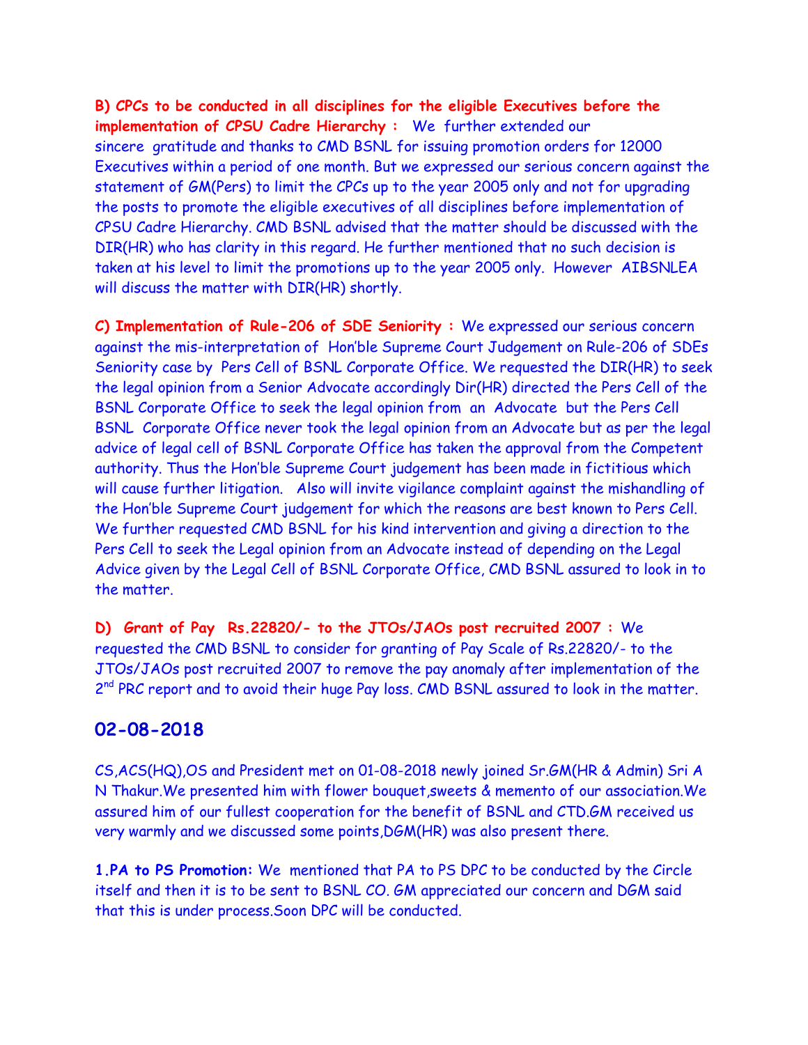**B) CPCs to be conducted in all disciplines for the eligible Executives before the implementation of CPSU Cadre Hierarchy :** We further extended our sincere gratitude and thanks to CMD BSNL for issuing promotion orders for 12000 Executives within a period of one month. But we expressed our serious concern against the statement of GM(Pers) to limit the CPCs up to the year 2005 only and not for upgrading the posts to promote the eligible executives of all disciplines before implementation of CPSU Cadre Hierarchy. CMD BSNL advised that the matter should be discussed with the DIR(HR) who has clarity in this regard. He further mentioned that no such decision is taken at his level to limit the promotions up to the year 2005 only. However AIBSNLEA will discuss the matter with DIR(HR) shortly.

**C) Implementation of Rule-206 of SDE Seniority :** We expressed our serious concern against the mis-interpretation of Hon'ble Supreme Court Judgement on Rule-206 of SDEs Seniority case by Pers Cell of BSNL Corporate Office. We requested the DIR(HR) to seek the legal opinion from a Senior Advocate accordingly Dir(HR) directed the Pers Cell of the BSNL Corporate Office to seek the legal opinion from an Advocate but the Pers Cell BSNL Corporate Office never took the legal opinion from an Advocate but as per the legal advice of legal cell of BSNL Corporate Office has taken the approval from the Competent authority. Thus the Hon'ble Supreme Court judgement has been made in fictitious which will cause further litigation. Also will invite vigilance complaint against the mishandling of the Hon'ble Supreme Court judgement for which the reasons are best known to Pers Cell. We further requested CMD BSNL for his kind intervention and giving a direction to the Pers Cell to seek the Legal opinion from an Advocate instead of depending on the Legal Advice given by the Legal Cell of BSNL Corporate Office, CMD BSNL assured to look in to the matter.

**D) Grant of Pay Rs.22820/- to the JTOs/JAOs post recruited 2007 :** We requested the CMD BSNL to consider for granting of Pay Scale of Rs.22820/- to the JTOs/JAOs post recruited 2007 to remove the pay anomaly after implementation of the 2nd PRC report and to avoid their huge Pay loss. CMD BSNL assured to look in the matter.

## 02-08-2018

CS,ACS(HQ),OS and President met on 01-08-2018 newly joined Sr.GM(HR & Admin) Sri A N Thakur.We presented him with flower bouquet,sweets & memento of our association.We assured him of our fullest cooperation for the benefit of BSNL and CTD.GM received us very warmly and we discussed some points,DGM(HR) was also present there.

**1.PA to PS Promotion:** We mentioned that PA to PS DPC to be conducted by the Circle itself and then it is to be sent to BSNL CO. GM appreciated our concern and DGM said that this is under process.Soon DPC will be conducted.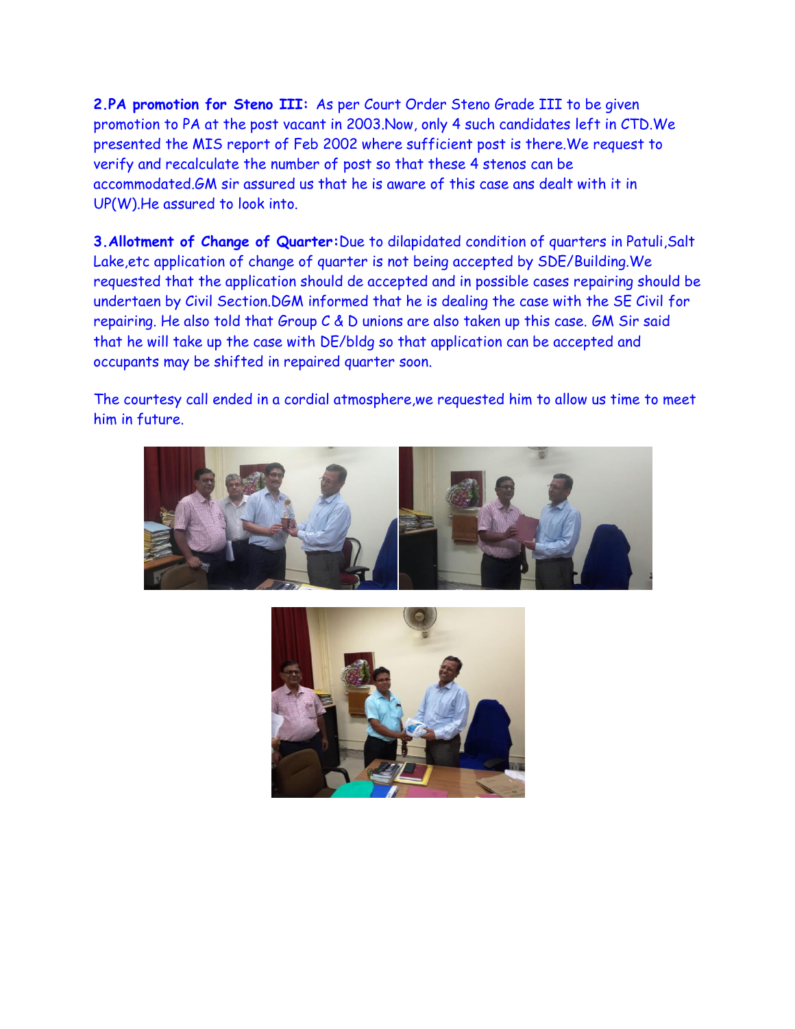**2.PA promotion for Steno III:** As per Court Order Steno Grade III to be given promotion to PA at the post vacant in 2003.Now, only 4 such candidates left in CTD.We presented the MIS report of Feb 2002 where sufficient post is there.We request to verify and recalculate the number of post so that these 4 stenos can be accommodated.GM sir assured us that he is aware of this case ans dealt with it in UP(W).He assured to look into.

**3.Allotment of Change of Quarter:**Due to dilapidated condition of quarters in Patuli,Salt Lake,etc application of change of quarter is not being accepted by SDE/Building.We requested that the application should de accepted and in possible cases repairing should be undertaen by Civil Section.DGM informed that he is dealing the case with the SE Civil for repairing. He also told that Group C & D unions are also taken up this case. GM Sir said that he will take up the case with DE/bldg so that application can be accepted and occupants may be shifted in repaired quarter soon.

The courtesy call ended in a cordial atmosphere,we requested him to allow us time to meet him in future.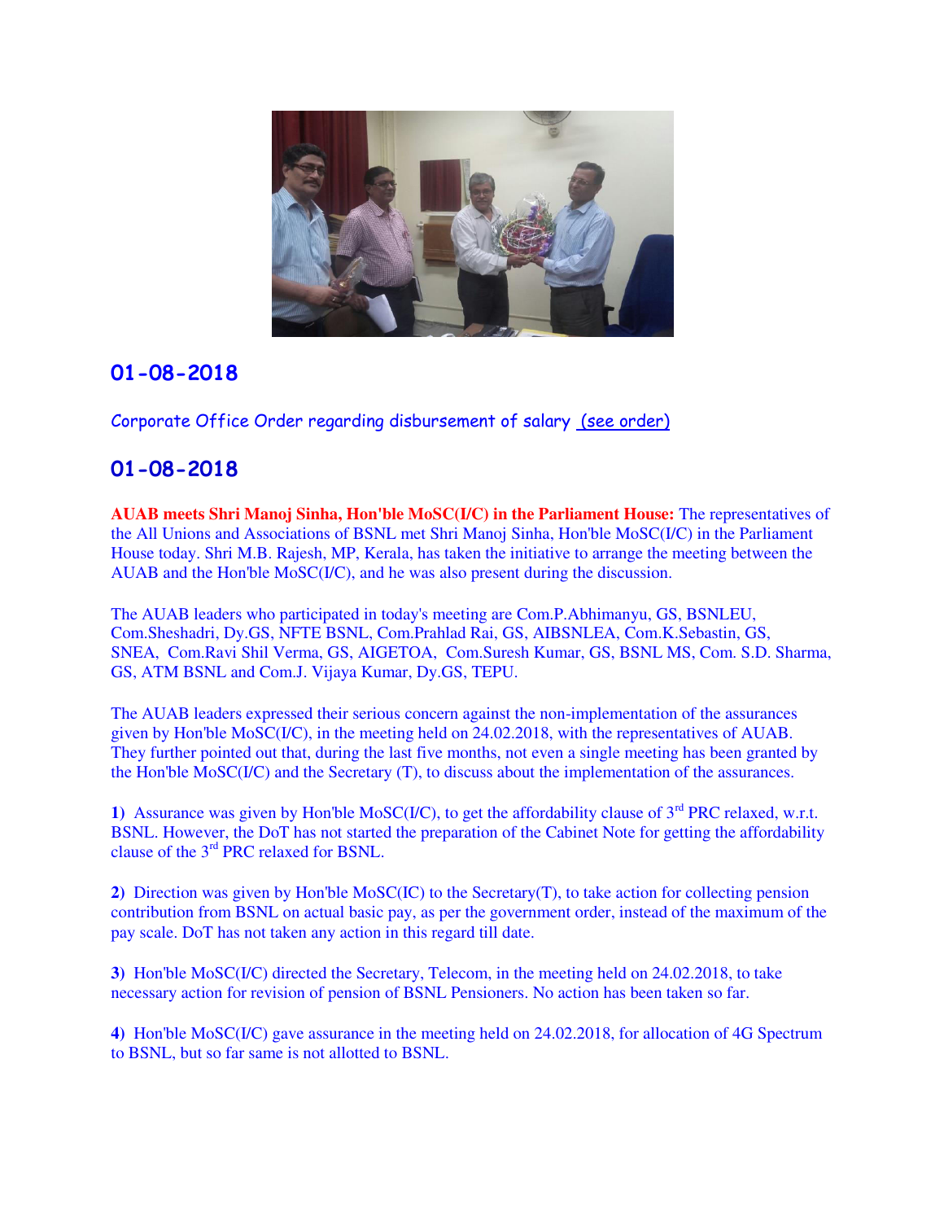## 01-08-2018

Corporate Office Order regarding disbursement of salary (see order)

## 01-08-2018

**AUAB meets Shri Manoj Sinha, Hon'ble MoSC(I/C) in the Parliament House:** The representatives of the All Unions and Associations of BSNL met Shri Manoj Sinha, Hon'ble MoSC(I/C) in the Parliament House today. Shri M.B. Rajesh, MP, Kerala, has taken the initiative to arrange the meeting between the AUAB and the Hon'ble MoSC(I/C), and he was also present during the discussion.

The AUAB leaders who participated in today's meeting are Com.P.Abhimanyu, GS, BSNLEU, Com.Sheshadri, Dy.GS, NFTE BSNL, Com.Prahlad Rai, GS, AIBSNLEA, Com.K.Sebastin, GS, SNEA, Com.Ravi Shil Verma, GS, AIGETOA, Com.Suresh Kumar, GS, BSNL MS, Com. S.D. Sharma, GS, ATM BSNL and Com.J. Vijaya Kumar, Dy.GS, TEPU.

The AUAB leaders expressed their serious concern against the non-implementation of the assurances given by Hon'ble MoSC(I/C), in the meeting held on 24.02.2018, with the representatives of AUAB. They further pointed out that, during the last five months, not even a single meeting has been granted by the Hon'ble MoSC(I/C) and the Secretary (T), to discuss about the implementation of the assurances.

**1)** Assurance was given by Hon'ble MoSC(I/C), to get the affordability clause of 3rd PRC relaxed, w.r.t. BSNL. However, the DoT has not started the preparation of the Cabinet Note for getting the affordability clause of the 3rd PRC relaxed for BSNL.

**2)** Direction was given by Hon'ble MoSC(IC) to the Secretary(T), to take action for collecting pension contribution from BSNL on actual basic pay, as per the government order, instead of the maximum of the pay scale. DoT has not taken any action in this regard till date.

**3)** Hon'ble MoSC(I/C) directed the Secretary, Telecom, in the meeting held on 24.02.2018, to take necessary action for revision of pension of BSNL Pensioners. No action has been taken so far.

**4)** Hon'ble MoSC(I/C) gave assurance in the meeting held on 24.02.2018, for allocation of 4G Spectrum to BSNL, but so far same is not allotted to BSNL.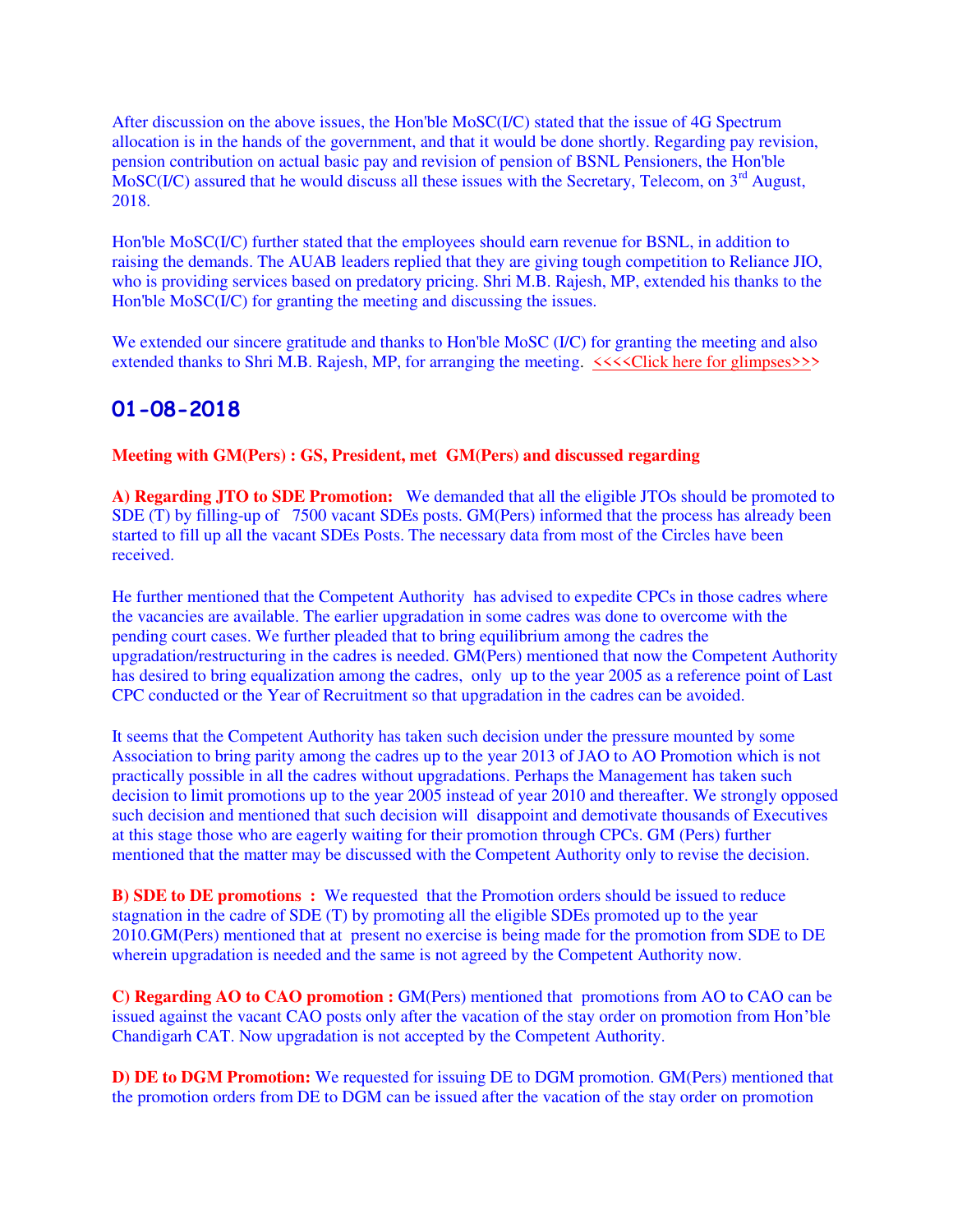After discussion on the above issues, the Hon'ble MoSC(I/C) stated that the issue of 4G Spectrum allocation is in the hands of the government, and that it would be done shortly. Regarding pay revision, pension contribution on actual basic pay and revision of pension of BSNL Pensioners, the Hon'ble MoSC(I/C) assured that he would discuss all these issues with the Secretary, Telecom, on 3rd August, 2018.

Hon'ble MoSC(I/C) further stated that the employees should earn revenue for BSNL, in addition to raising the demands. The AUAB leaders replied that they are giving tough competition to Reliance JIO, who is providing services based on predatory pricing. Shri M.B. Rajesh, MP, extended his thanks to the Hon'ble MoSC(I/C) for granting the meeting and discussing the issues.

We extended our sincere gratitude and thanks to Hon'ble MoSC (I/C) for granting the meeting and also extended thanks to Shri M.B. Rajesh, MP, for arranging the meeting. <<<<Click here for glimpses>>>

## 01-08-2018

**Meeting with GM(Pers) : GS, President, met GM(Pers) and discussed regarding**

**A) Regarding JTO to SDE Promotion:** We demanded that all the eligible JTOs should be promoted to SDE (T) by filling-up of 7500 vacant SDEs posts. GM(Pers) informed that the process has already been started to fill up all the vacant SDEs Posts. The necessary data from most of the Circles have been received.

He further mentioned that the Competent Authority has advised to expedite CPCs in those cadres where the vacancies are available. The earlier upgradation in some cadres was done to overcome with the pending court cases. We further pleaded that to bring equilibrium among the cadres the upgradation/restructuring in the cadres is needed. GM(Pers) mentioned that now the Competent Authority has desired to bring equalization among the cadres, only up to the year 2005 as a reference point of Last CPC conducted or the Year of Recruitment so that upgradation in the cadres can be avoided.

It seems that the Competent Authority has taken such decision under the pressure mounted by some Association to bring parity among the cadres up to the year 2013 of JAO to AO Promotion which is not practically possible in all the cadres without upgradations. Perhaps the Management has taken such decision to limit promotions up to the year 2005 instead of year 2010 and thereafter. We strongly opposed such decision and mentioned that such decision will disappoint and demotivate thousands of Executives at this stage those who are eagerly waiting for their promotion through CPCs. GM (Pers) further mentioned that the matter may be discussed with the Competent Authority only to revise the decision.

**B) SDE to DE promotions :** We requested that the Promotion orders should be issued to reduce stagnation in the cadre of SDE (T) by promoting all the eligible SDEs promoted up to the year 2010.GM(Pers) mentioned that at present no exercise is being made for the promotion from SDE to DE wherein upgradation is needed and the same is not agreed by the Competent Authority now.

**C) Regarding AO to CAO promotion :** GM(Pers) mentioned that promotions from AO to CAO can be issued against the vacant CAO posts only after the vacation of the stay order on promotion from Hon'ble Chandigarh CAT. Now upgradation is not accepted by the Competent Authority.

**D) DE to DGM Promotion:** We requested for issuing DE to DGM promotion. GM(Pers) mentioned that the promotion orders from DE to DGM can be issued after the vacation of the stay order on promotion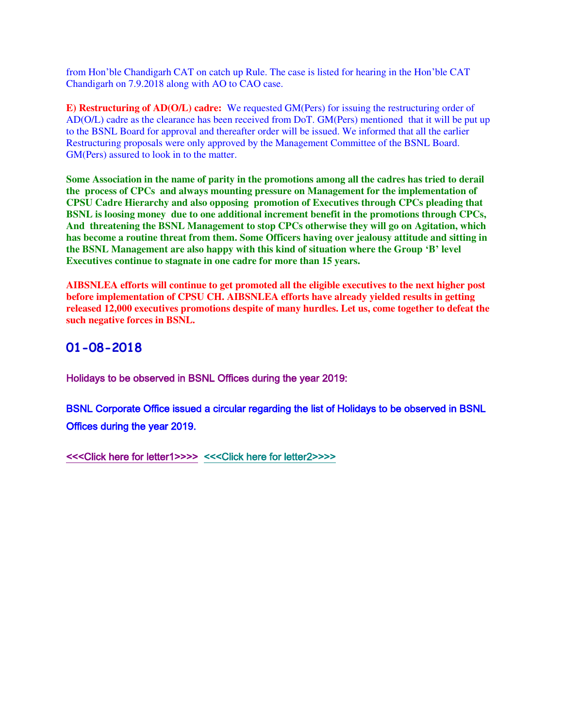from Hon'ble Chandigarh CAT on catch up Rule. The case is listed for hearing in the Hon'ble CAT Chandigarh on 7.9.2018 along with AO to CAO case.

**E) Restructuring of AD(O/L) cadre:** We requested GM(Pers) for issuing the restructuring order of AD(O/L) cadre as the clearance has been received from DoT. GM(Pers) mentioned that it will be put up to the BSNL Board for approval and thereafter order will be issued. We informed that all the earlier Restructuring proposals were only approved by the Management Committee of the BSNL Board. GM(Pers) assured to look in to the matter.

**Some Association in the name of parity in the promotions among all the cadres has tried to derail the process of CPCs and always mounting pressure on Management for the implementation of CPSU Cadre Hierarchy and also opposing promotion of Executives through CPCs pleading that BSNL is loosing money due to one additional increment benefit in the promotions through CPCs, And threatening the BSNL Management to stop CPCs otherwise they will go on Agitation, which has become a routine threat from them. Some Officers having over jealousy attitude and sitting in the BSNL Management are also happy with this kind of situation where the Group 'B' level Executives continue to stagnate in one cadre for more than 15 years.**

**AIBSNLEA efforts will continue to get promoted all the eligible executives to the next higher post before implementation of CPSU CH. AIBSNLEA efforts have already yielded results in getting released 12,000 executives promotions despite of many hurdles. Let us, come together to defeat the such negative forces in BSNL.**

## 01-08-2018

Holidays to be observed in BSNL Offices during the year 2019:

BSNL Corporate Office issued a circular regarding the list of Holidays to be observed in BSNL Offices during the year 2019.

<<<Click here for letter1>>>> <<<Click here for letter2>>>>